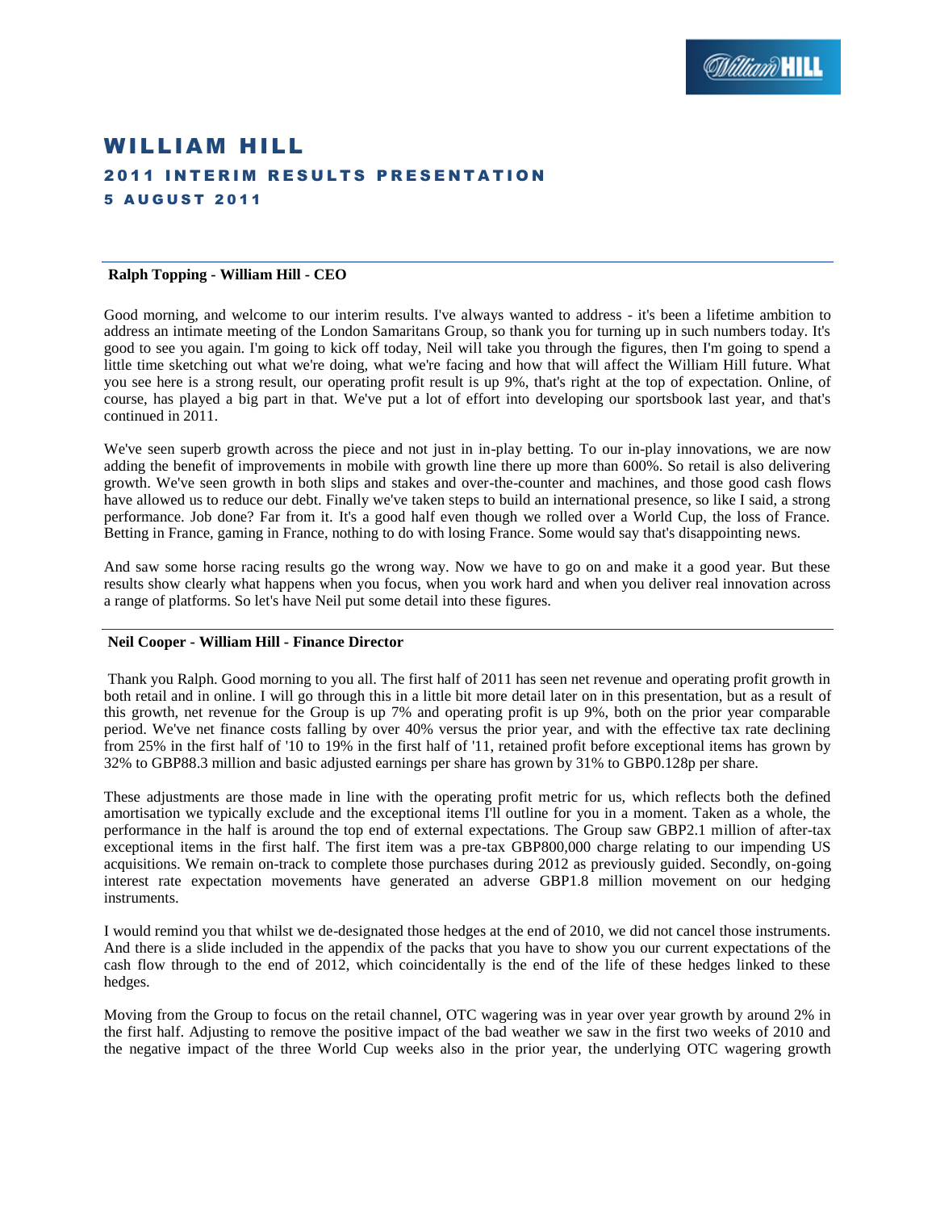# WILLIAM HILL

## 2011 INTERIM RESULTS PRESENTATION

### 5 AUGUST 2011

---

**Ralph Topping - William Hill - CEO**

Good morning, and welcome to our interim results. I've always wanted to address - it's been a lifetime ambition to address an intimate meeting of the London Samaritans Group, so thank you for turning up in such numbers today. It's good to see you again. I'm going to kick off today, Neil will take you through the figures, then I'm going to spend a little time sketching out what we're doing, what we're facing and how that will affect the William Hill future. What you see here is a strong result, our operating profit result is up 9%, that's right at the top of expectation. Online, of course, has played a big part in that. We've put a lot of effort into developing our sportsbook last year, and that's continued in 2011.

We've seen superb growth across the piece and not just in in-play betting. To our in-play innovations, we are now adding the benefit of improvements in mobile with growth line there up more than 600%. So retail is also delivering growth. We've seen growth in both slips and stakes and over-the-counter and machines, and those good cash flows have allowed us to reduce our debt. Finally we've taken steps to build an international presence, so like I said, a strong performance. Job done? Far from it. It's a good half even though we rolled over a World Cup, the loss of France. Betting in France, gaming in France, nothing to do with losing France. Some would say that's disappointing news.

And saw some horse racing results go the wrong way. Now we have to go on and make it a good year. But these results show clearly what happens when you focus, when you work hard and when you deliver real innovation across a range of platforms. So let's have Neil put some detail into these figures.

---

**Neil Cooper - William Hill - Finance Director**

Thank you Ralph. Good morning to you all. The first half of 2011 has seen net revenue and operating profit growth in both retail and in online. I will go through this in a little bit more detail later on in this presentation, but as a result of this growth, net revenue for the Group is up 7% and operating profit is up 9%, both on the prior year comparable period. We've net finance costs falling by over 40% versus the prior year, and with the effective tax rate declining from 25% in the first half of '10 to 19% in the first half of '11, retained profit before exceptional items has grown by 32% to GBP88.3 million and basic adjusted earnings per share has grown by 31% to GBP0.128p per share.

These adjustments are those made in line with the operating profit metric for us, which reflects both the defined amortisation we typically exclude and the exceptional items I'll outline for you in a moment. Taken as a whole, the performance in the half is around the top end of external expectations. The Group saw GBP2.1 million of after-tax exceptional items in the first half. The first item was a pre-tax GBP800,000 charge relating to our impending US acquisitions. We remain on-track to complete those purchases during 2012 as previously guided. Secondly, on-going interest rate expectation movements have generated an adverse GBP1.8 million movement on our hedging instruments.

I would remind you that whilst we de-designated those hedges at the end of 2010, we did not cancel those instruments. And there is a slide included in the appendix of the packs that you have to show you our current expectations of the cash flow through to the end of 2012, which coincidentally is the end of the life of these hedges linked to these hedges.

Moving from the Group to focus on the retail channel, OTC wagering was in year over year growth by around 2% in the first half. Adjusting to remove the positive impact of the bad weather we saw in the first two weeks of 2010 and the negative impact of the three World Cup weeks also in the prior year, the underlying OTC wagering growth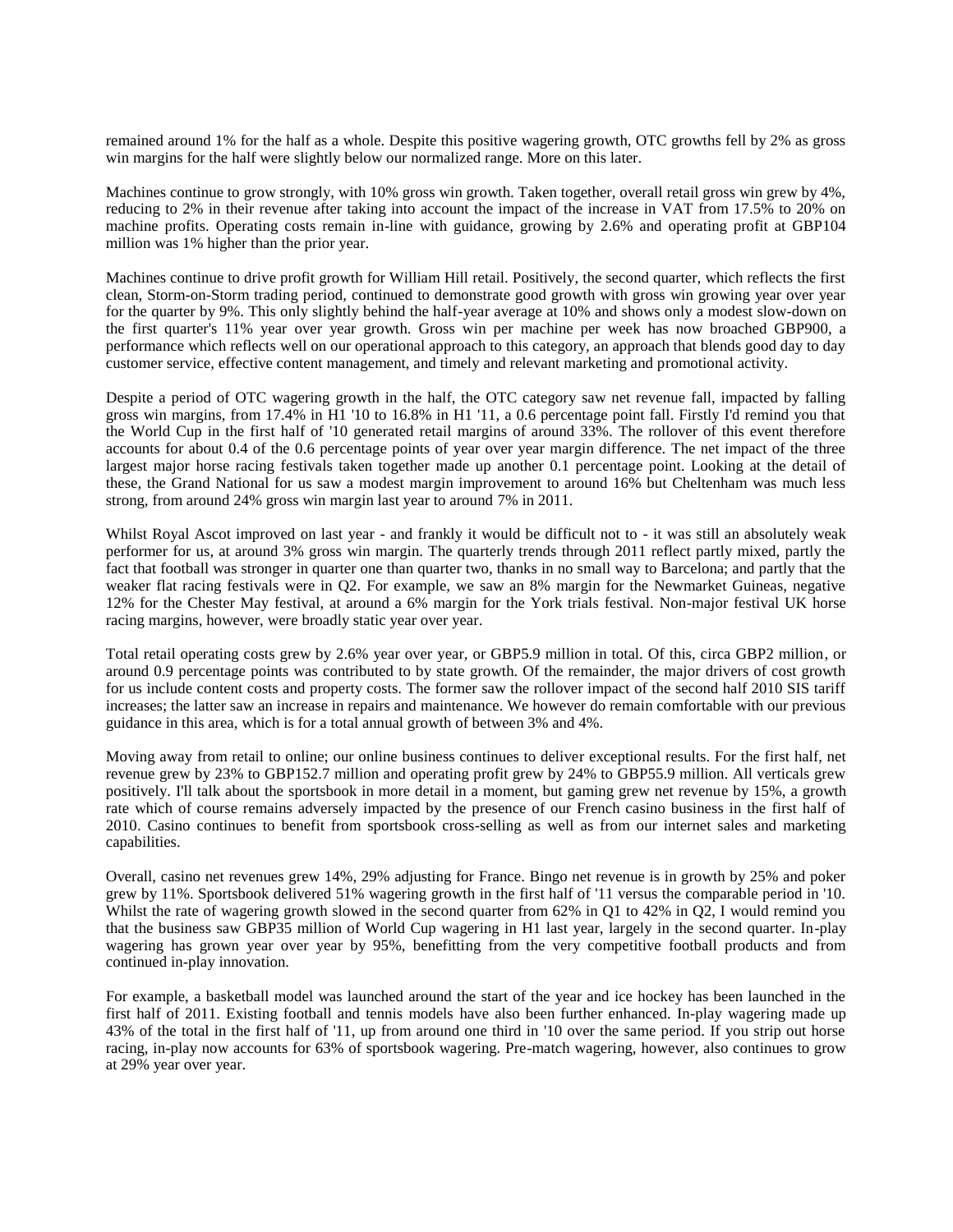remained around 1% for the half as a whole. Despite this positive wagering growth, OTC growths fell by 2% as gross win margins for the half were slightly below our normalized range. More on this later.

Machines continue to grow strongly, with 10% gross win growth. Taken together, overall retail gross win grew by 4%, reducing to 2% in their revenue after taking into account the impact of the increase in VAT from 17.5% to 20% on machine profits. Operating costs remain in-line with guidance, growing by 2.6% and operating profit at GBP104 million was 1% higher than the prior year.

Machines continue to drive profit growth for William Hill retail. Positively, the second quarter, which reflects the first clean, Storm-on-Storm trading period, continued to demonstrate good growth with gross win growing year over year for the quarter by 9%. This only slightly behind the half-year average at 10% and shows only a modest slow-down on the first quarter's 11% year over year growth. Gross win per machine per week has now broached GBP900, a performance which reflects well on our operational approach to this category, an approach that blends good day to day customer service, effective content management, and timely and relevant marketing and promotional activity.

Despite a period of OTC wagering growth in the half, the OTC category saw net revenue fall, impacted by falling gross win margins, from 17.4% in H1 '10 to 16.8% in H1 '11, a 0.6 percentage point fall. Firstly I'd remind you that the World Cup in the first half of '10 generated retail margins of around 33%. The rollover of this event therefore accounts for about 0.4 of the 0.6 percentage points of year over year margin difference. The net impact of the three largest major horse racing festivals taken together made up another 0.1 percentage point. Looking at the detail of these, the Grand National for us saw a modest margin improvement to around 16% but Cheltenham was much less strong, from around 24% gross win margin last year to around 7% in 2011.

Whilst Royal Ascot improved on last year - and frankly it would be difficult not to - it was still an absolutely weak performer for us, at around 3% gross win margin. The quarterly trends through 2011 reflect partly mixed, partly the fact that football was stronger in quarter one than quarter two, thanks in no small way to Barcelona; and partly that the weaker flat racing festivals were in Q2. For example, we saw an 8% margin for the Newmarket Guineas, negative 12% for the Chester May festival, at around a 6% margin for the York trials festival. Non-major festival UK horse racing margins, however, were broadly static year over year.

Total retail operating costs grew by 2.6% year over year, or GBP5.9 million in total. Of this, circa GBP2 million, or around 0.9 percentage points was contributed to by state growth. Of the remainder, the major drivers of cost growth for us include content costs and property costs. The former saw the rollover impact of the second half 2010 SIS tariff increases; the latter saw an increase in repairs and maintenance. We however do remain comfortable with our previous guidance in this area, which is for a total annual growth of between 3% and 4%.

Moving away from retail to online; our online business continues to deliver exceptional results. For the first half, net revenue grew by 23% to GBP152.7 million and operating profit grew by 24% to GBP55.9 million. All verticals grew positively. I'll talk about the sportsbook in more detail in a moment, but gaming grew net revenue by 15%, a growth rate which of course remains adversely impacted by the presence of our French casino business in the first half of 2010. Casino continues to benefit from sportsbook cross-selling as well as from our internet sales and marketing capabilities.

Overall, casino net revenues grew 14%, 29% adjusting for France. Bingo net revenue is in growth by 25% and poker grew by 11%. Sportsbook delivered 51% wagering growth in the first half of '11 versus the comparable period in '10. Whilst the rate of wagering growth slowed in the second quarter from 62% in Q1 to 42% in Q2, I would remind you that the business saw GBP35 million of World Cup wagering in H1 last year, largely in the second quarter. In-play wagering has grown year over year by 95%, benefitting from the very competitive football products and from continued in-play innovation.

For example, a basketball model was launched around the start of the year and ice hockey has been launched in the first half of 2011. Existing football and tennis models have also been further enhanced. In-play wagering made up 43% of the total in the first half of '11, up from around one third in '10 over the same period. If you strip out horse racing, in-play now accounts for 63% of sportsbook wagering. Pre-match wagering, however, also continues to grow at 29% year over year.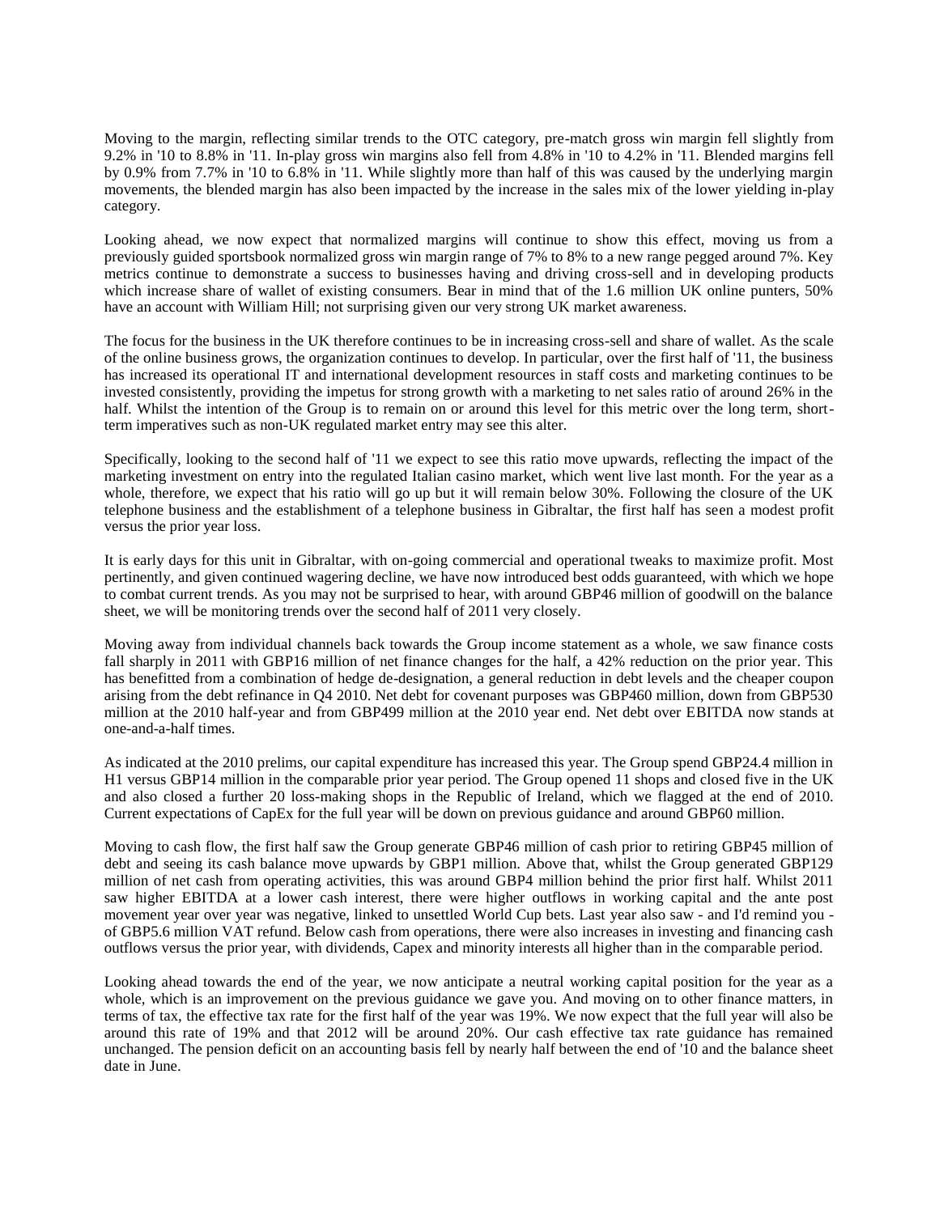Moving to the margin, reflecting similar trends to the OTC category, pre-match gross win margin fell slightly from 9.2% in '10 to 8.8% in '11. In-play gross win margins also fell from 4.8% in '10 to 4.2% in '11. Blended margins fell by 0.9% from 7.7% in '10 to 6.8% in '11. While slightly more than half of this was caused by the underlying margin movements, the blended margin has also been impacted by the increase in the sales mix of the lower yielding in-play category.

Looking ahead, we now expect that normalized margins will continue to show this effect, moving us from a previously guided sportsbook normalized gross win margin range of 7% to 8% to a new range pegged around 7%. Key metrics continue to demonstrate a success to businesses having and driving cross-sell and in developing products which increase share of wallet of existing consumers. Bear in mind that of the 1.6 million UK online punters, 50% have an account with William Hill; not surprising given our very strong UK market awareness.

The focus for the business in the UK therefore continues to be in increasing cross-sell and share of wallet. As the scale of the online business grows, the organization continues to develop. In particular, over the first half of '11, the business has increased its operational IT and international development resources in staff costs and marketing continues to be invested consistently, providing the impetus for strong growth with a marketing to net sales ratio of around 26% in the half. Whilst the intention of the Group is to remain on or around this level for this metric over the long term, short-term imperatives such as non-UK regulated market entry may see this alter.

Specifically, looking to the second half of '11 we expect to see this ratio move upwards, reflecting the impact of the marketing investment on entry into the regulated Italian casino market, which went live last month. For the year as a whole, therefore, we expect that his ratio will go up but it will remain below 30%. Following the closure of the UK telephone business and the establishment of a telephone business in Gibraltar, the first half has seen a modest profit versus the prior year loss.

It is early days for this unit in Gibraltar, with on-going commercial and operational tweaks to maximize profit. Most pertinently, and given continued wagering decline, we have now introduced best odds guaranteed, with which we hope to combat current trends. As you may not be surprised to hear, with around GBP46 million of goodwill on the balance sheet, we will be monitoring trends over the second half of 2011 very closely.

Moving away from individual channels back towards the Group income statement as a whole, we saw finance costs fall sharply in 2011 with GBP16 million of net finance changes for the half, a 42% reduction on the prior year. This has benefitted from a combination of hedge de-designation, a general reduction in debt levels and the cheaper coupon arising from the debt refinance in Q4 2010. Net debt for covenant purposes was GBP460 million, down from GBP530 million at the 2010 half-year and from GBP499 million at the 2010 year end. Net debt over EBITDA now stands at one-and-a-half times.

As indicated at the 2010 prelims, our capital expenditure has increased this year. The Group spend GBP24.4 million in H1 versus GBP14 million in the comparable prior year period. The Group opened 11 shops and closed five in the UK and also closed a further 20 loss-making shops in the Republic of Ireland, which we flagged at the end of 2010. Current expectations of CapEx for the full year will be down on previous guidance and around GBP60 million.

Moving to cash flow, the first half saw the Group generate GBP46 million of cash prior to retiring GBP45 million of debt and seeing its cash balance move upwards by GBP1 million. Above that, whilst the Group generated GBP129 million of net cash from operating activities, this was around GBP4 million behind the prior first half. Whilst 2011 saw higher EBITDA at a lower cash interest, there were higher outflows in working capital and the ante post movement year over year was negative, linked to unsettled World Cup bets. Last year also saw - and I'd remind you - of GBP5.6 million VAT refund. Below cash from operations, there were also increases in investing and financing cash outflows versus the prior year, with dividends, Capex and minority interests all higher than in the comparable period.

Looking ahead towards the end of the year, we now anticipate a neutral working capital position for the year as a whole, which is an improvement on the previous guidance we gave you. And moving on to other finance matters, in terms of tax, the effective tax rate for the first half of the year was 19%. We now expect that the full year will also be around this rate of 19% and that 2012 will be around 20%. Our cash effective tax rate guidance has remained unchanged. The pension deficit on an accounting basis fell by nearly half between the end of '10 and the balance sheet date in June.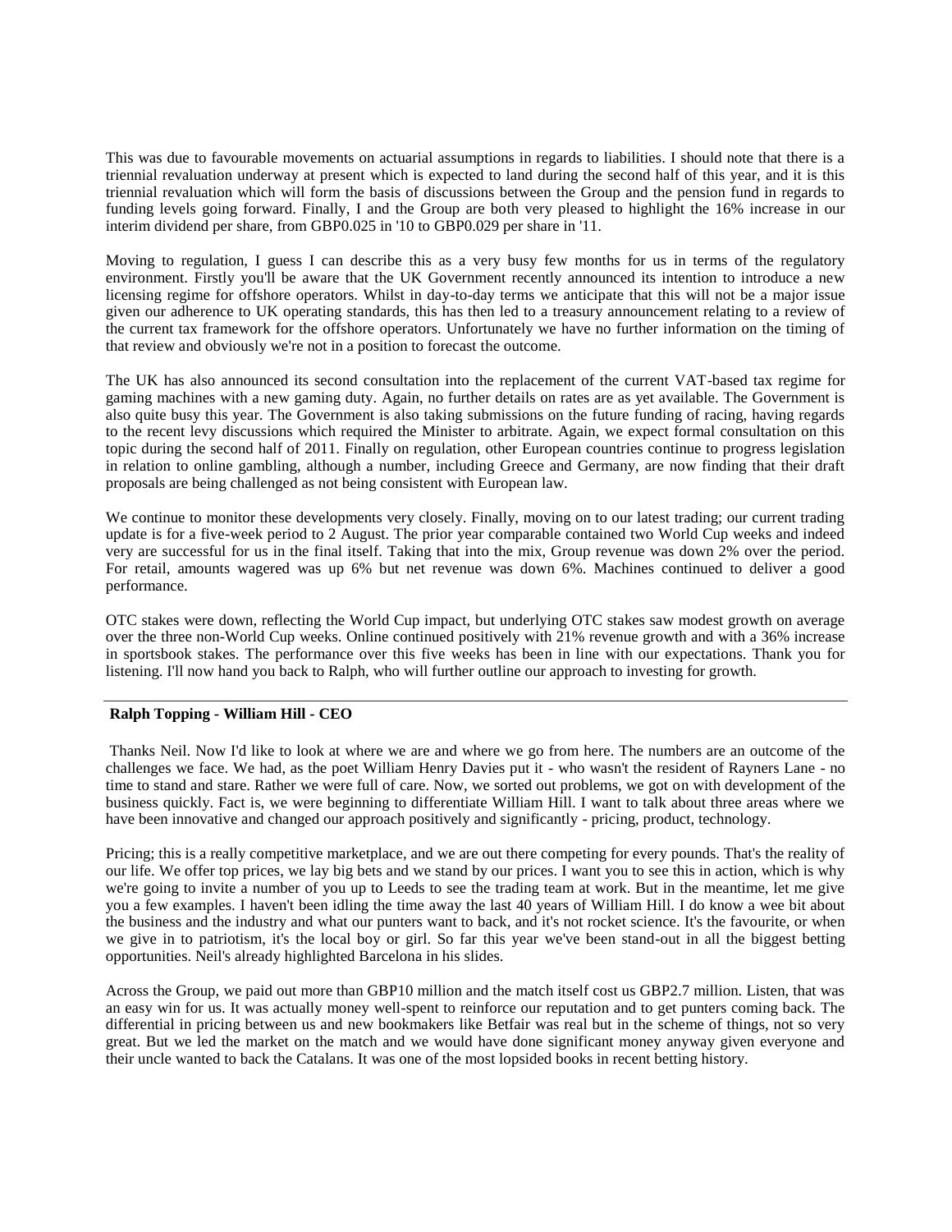This was due to favourable movements on actuarial assumptions in regards to liabilities. I should note that there is a triennial revaluation underway at present which is expected to land during the second half of this year, and it is this triennial revaluation which will form the basis of discussions between the Group and the pension fund in regards to funding levels going forward. Finally, I and the Group are both very pleased to highlight the 16% increase in our interim dividend per share, from GBP0.025 in '10 to GBP0.029 per share in '11.

Moving to regulation, I guess I can describe this as a very busy few months for us in terms of the regulatory environment. Firstly you'll be aware that the UK Government recently announced its intention to introduce a new licensing regime for offshore operators. Whilst in day-to-day terms we anticipate that this will not be a major issue given our adherence to UK operating standards, this has then led to a treasury announcement relating to a review of the current tax framework for the offshore operators. Unfortunately we have no further information on the timing of that review and obviously we're not in a position to forecast the outcome.

The UK has also announced its second consultation into the replacement of the current VAT-based tax regime for gaming machines with a new gaming duty. Again, no further details on rates are as yet available. The Government is also quite busy this year. The Government is also taking submissions on the future funding of racing, having regards to the recent levy discussions which required the Minister to arbitrate. Again, we expect formal consultation on this topic during the second half of 2011. Finally on regulation, other European countries continue to progress legislation in relation to online gambling, although a number, including Greece and Germany, are now finding that their draft proposals are being challenged as not being consistent with European law.

We continue to monitor these developments very closely. Finally, moving on to our latest trading; our current trading update is for a five-week period to 2 August. The prior year comparable contained two World Cup weeks and indeed very are successful for us in the final itself. Taking that into the mix, Group revenue was down 2% over the period. For retail, amounts wagered was up 6% but net revenue was down 6%. Machines continued to deliver a good performance.

OTC stakes were down, reflecting the World Cup impact, but underlying OTC stakes saw modest growth on average over the three non-World Cup weeks. Online continued positively with 21% revenue growth and with a 36% increase in sportsbook stakes. The performance over this five weeks has been in line with our expectations. Thank you for listening. I'll now hand you back to Ralph, who will further outline our approach to investing for growth.

**Ralph Topping - William Hill - CEO**

Thanks Neil. Now I'd like to look at where we are and where we go from here. The numbers are an outcome of the challenges we face. We had, as the poet William Henry Davies put it - who wasn't the resident of Rayners Lane - no time to stand and stare. Rather we were full of care. Now, we sorted out problems, we got on with development of the business quickly. Fact is, we were beginning to differentiate William Hill. I want to talk about three areas where we have been innovative and changed our approach positively and significantly - pricing, product, technology.

Pricing; this is a really competitive marketplace, and we are out there competing for every pounds. That's the reality of our life. We offer top prices, we lay big bets and we stand by our prices. I want you to see this in action, which is why we're going to invite a number of you up to Leeds to see the trading team at work. But in the meantime, let me give you a few examples. I haven't been idling the time away the last 40 years of William Hill. I do know a wee bit about the business and the industry and what our punters want to back, and it's not rocket science. It's the favourite, or when we give in to patriotism, it's the local boy or girl. So far this year we've been stand-out in all the biggest betting opportunities. Neil's already highlighted Barcelona in his slides.

Across the Group, we paid out more than GBP10 million and the match itself cost us GBP2.7 million. Listen, that was an easy win for us. It was actually money well-spent to reinforce our reputation and to get punters coming back. The differential in pricing between us and new bookmakers like Betfair was real but in the scheme of things, not so very great. But we led the market on the match and we would have done significant money anyway given everyone and their uncle wanted to back the Catalans. It was one of the most lopsided books in recent betting history.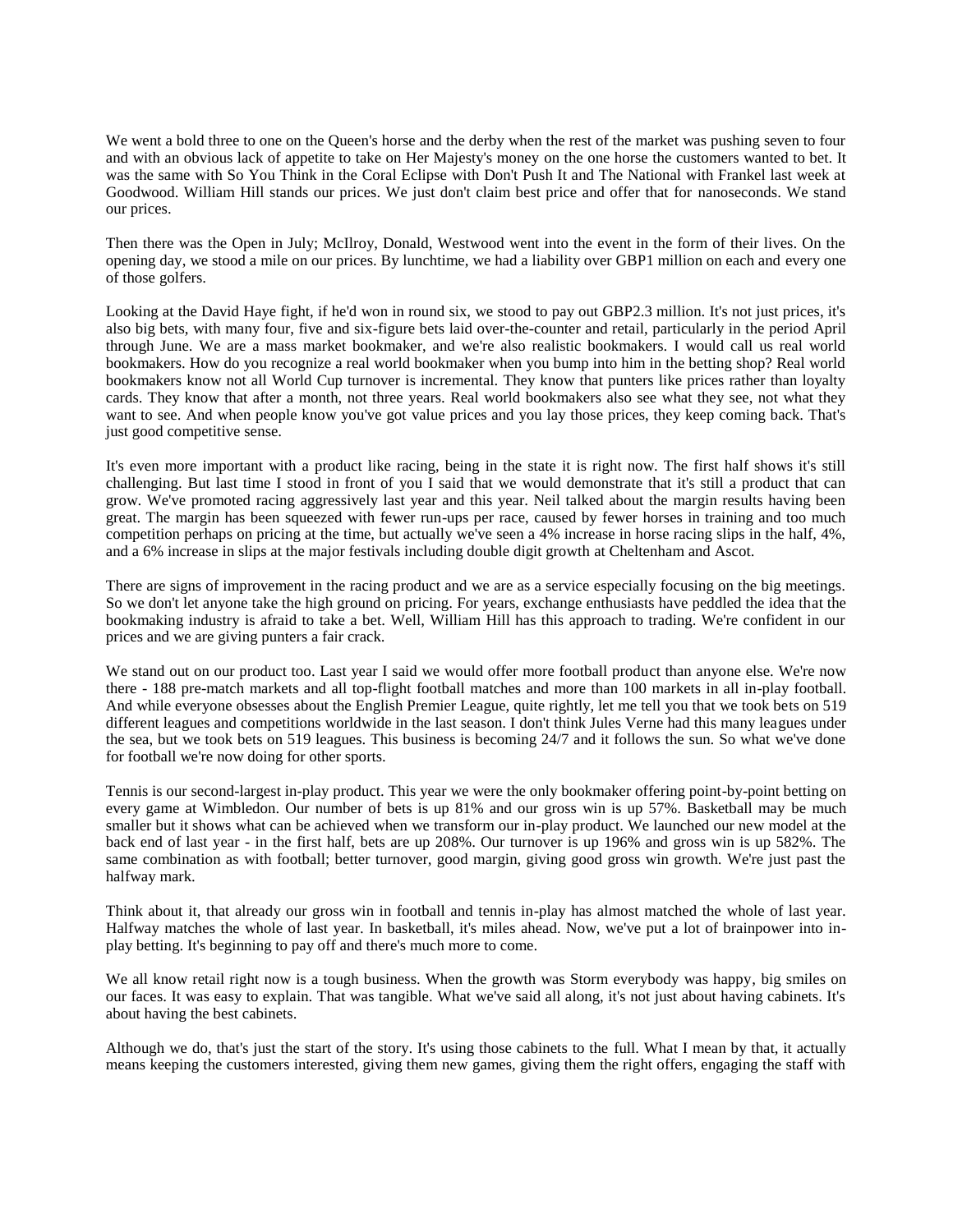We went a bold three to one on the Queen's horse and the derby when the rest of the market was pushing seven to four and with an obvious lack of appetite to take on Her Majesty's money on the one horse the customers wanted to bet. It was the same with So You Think in the Coral Eclipse with Don't Push It and The National with Frankel last week at Goodwood. William Hill stands our prices. We just don't claim best price and offer that for nanoseconds. We stand our prices.

Then there was the Open in July; McIlroy, Donald, Westwood went into the event in the form of their lives. On the opening day, we stood a mile on our prices. By lunchtime, we had a liability over GBP1 million on each and every one of those golfers.

Looking at the David Haye fight, if he'd won in round six, we stood to pay out GBP2.3 million. It's not just prices, it's also big bets, with many four, five and six-figure bets laid over-the-counter and retail, particularly in the period April through June. We are a mass market bookmaker, and we're also realistic bookmakers. I would call us real world bookmakers. How do you recognize a real world bookmaker when you bump into him in the betting shop? Real world bookmakers know not all World Cup turnover is incremental. They know that punters like prices rather than loyalty cards. They know that after a month, not three years. Real world bookmakers also see what they see, not what they want to see. And when people know you've got value prices and you lay those prices, they keep coming back. That's just good competitive sense.

It's even more important with a product like racing, being in the state it is right now. The first half shows it's still challenging. But last time I stood in front of you I said that we would demonstrate that it's still a product that can grow. We've promoted racing aggressively last year and this year. Neil talked about the margin results having been great. The margin has been squeezed with fewer run-ups per race, caused by fewer horses in training and too much competition perhaps on pricing at the time, but actually we've seen a 4% increase in horse racing slips in the half, 4%, and a 6% increase in slips at the major festivals including double digit growth at Cheltenham and Ascot.

There are signs of improvement in the racing product and we are as a service especially focusing on the big meetings. So we don't let anyone take the high ground on pricing. For years, exchange enthusiasts have peddled the idea that the bookmaking industry is afraid to take a bet. Well, William Hill has this approach to trading. We're confident in our prices and we are giving punters a fair crack.

We stand out on our product too. Last year I said we would offer more football product than anyone else. We're now there - 188 pre-match markets and all top-flight football matches and more than 100 markets in all in-play football. And while everyone obsesses about the English Premier League, quite rightly, let me tell you that we took bets on 519 different leagues and competitions worldwide in the last season. I don't think Jules Verne had this many leagues under the sea, but we took bets on 519 leagues. This business is becoming 24/7 and it follows the sun. So what we've done for football we're now doing for other sports.

Tennis is our second-largest in-play product. This year we were the only bookmaker offering point-by-point betting on every game at Wimbledon. Our number of bets is up 81% and our gross win is up 57%. Basketball may be much smaller but it shows what can be achieved when we transform our in-play product. We launched our new model at the back end of last year - in the first half, bets are up 208%. Our turnover is up 196% and gross win is up 582%. The same combination as with football; better turnover, good margin, giving good gross win growth. We're just past the halfway mark.

Think about it, that already our gross win in football and tennis in-play has almost matched the whole of last year. Halfway matches the whole of last year. In basketball, it's miles ahead. Now, we've put a lot of brainpower into in-play betting. It's beginning to pay off and there's much more to come.

We all know retail right now is a tough business. When the growth was Storm everybody was happy, big smiles on our faces. It was easy to explain. That was tangible. What we've said all along, it's not just about having cabinets. It's about having the best cabinets.

Although we do, that's just the start of the story. It's using those cabinets to the full. What I mean by that, it actually means keeping the customers interested, giving them new games, giving them the right offers, engaging the staff with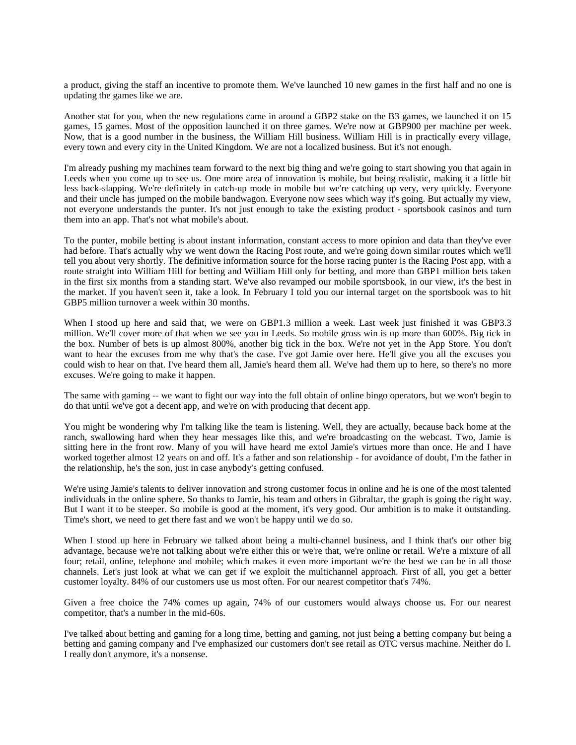a product, giving the staff an incentive to promote them. We've launched 10 new games in the first half and no one is updating the games like we are.

Another stat for you, when the new regulations came in around a GBP2 stake on the B3 games, we launched it on 15 games, 15 games. Most of the opposition launched it on three games. We're now at GBP900 per machine per week. Now, that is a good number in the business, the William Hill business. William Hill is in practically every village, every town and every city in the United Kingdom. We are not a localized business. But it's not enough.

I'm already pushing my machines team forward to the next big thing and we're going to start showing you that again in Leeds when you come up to see us. One more area of innovation is mobile, but being realistic, making it a little bit less back-slapping. We're definitely in catch-up mode in mobile but we're catching up very, very quickly. Everyone and their uncle has jumped on the mobile bandwagon. Everyone now sees which way it's going. But actually my view, not everyone understands the punter. It's not just enough to take the existing product - sportsbook casinos and turn them into an app. That's not what mobile's about.

To the punter, mobile betting is about instant information, constant access to more opinion and data than they've ever had before. That's actually why we went down the Racing Post route, and we're going down similar routes which we'll tell you about very shortly. The definitive information source for the horse racing punter is the Racing Post app, with a route straight into William Hill for betting and William Hill only for betting, and more than GBP1 million bets taken in the first six months from a standing start. We've also revamped our mobile sportsbook, in our view, it's the best in the market. If you haven't seen it, take a look. In February I told you our internal target on the sportsbook was to hit GBP5 million turnover a week within 30 months.

When I stood up here and said that, we were on GBP1.3 million a week. Last week just finished it was GBP3.3 million. We'll cover more of that when we see you in Leeds. So mobile gross win is up more than 600%. Big tick in the box. Number of bets is up almost 800%, another big tick in the box. We're not yet in the App Store. You don't want to hear the excuses from me why that's the case. I've got Jamie over here. He'll give you all the excuses you could wish to hear on that. I've heard them all, Jamie's heard them all. We've had them up to here, so there's no more excuses. We're going to make it happen.

The same with gaming -- we want to fight our way into the full obtain of online bingo operators, but we won't begin to do that until we've got a decent app, and we're on with producing that decent app.

You might be wondering why I'm talking like the team is listening. Well, they are actually, because back home at the ranch, swallowing hard when they hear messages like this, and we're broadcasting on the webcast. Two, Jamie is sitting here in the front row. Many of you will have heard me extol Jamie's virtues more than once. He and I have worked together almost 12 years on and off. It's a father and son relationship - for avoidance of doubt, I'm the father in the relationship, he's the son, just in case anybody's getting confused.

We're using Jamie's talents to deliver innovation and strong customer focus in online and he is one of the most talented individuals in the online sphere. So thanks to Jamie, his team and others in Gibraltar, the graph is going the right way. But I want it to be steeper. So mobile is good at the moment, it's very good. Our ambition is to make it outstanding. Time's short, we need to get there fast and we won't be happy until we do so.

When I stood up here in February we talked about being a multi-channel business, and I think that's our other big advantage, because we're not talking about we're either this or we're that, we're online or retail. We're a mixture of all four; retail, online, telephone and mobile; which makes it even more important we're the best we can be in all those channels. Let's just look at what we can get if we exploit the multichannel approach. First of all, you get a better customer loyalty. 84% of our customers use us most often. For our nearest competitor that's 74%.

Given a free choice the 74% comes up again, 74% of our customers would always choose us. For our nearest competitor, that's a number in the mid-60s.

I've talked about betting and gaming for a long time, betting and gaming, not just being a betting company but being a betting and gaming company and I've emphasized our customers don't see retail as OTC versus machine. Neither do I. I really don't anymore, it's a nonsense.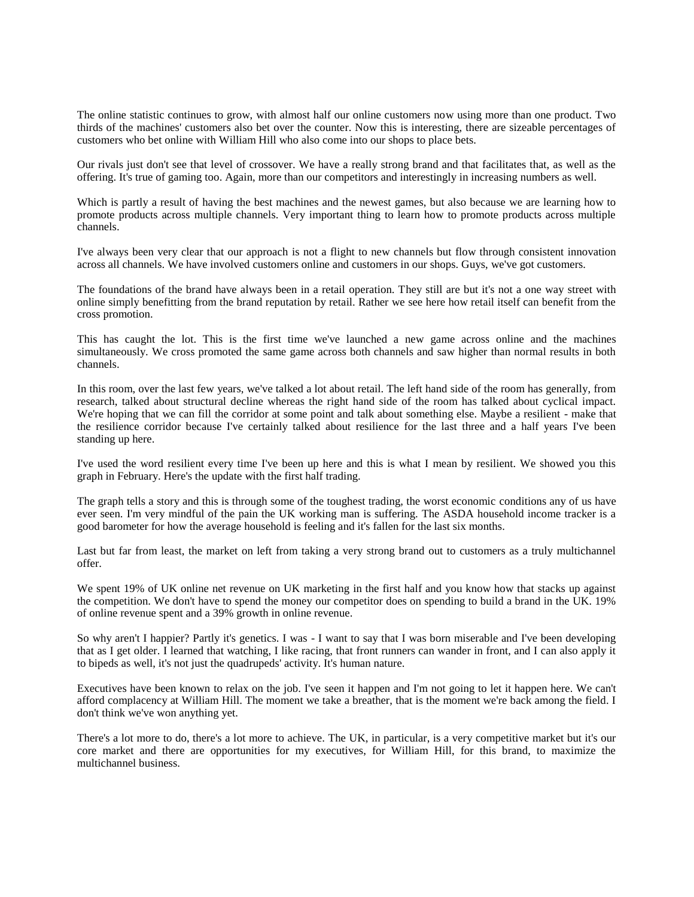The online statistic continues to grow, with almost half our online customers now using more than one product. Two thirds of the machines' customers also bet over the counter. Now this is interesting, there are sizeable percentages of customers who bet online with William Hill who also come into our shops to place bets.

Our rivals just don't see that level of crossover. We have a really strong brand and that facilitates that, as well as the offering. It's true of gaming too. Again, more than our competitors and interestingly in increasing numbers as well.

Which is partly a result of having the best machines and the newest games, but also because we are learning how to promote products across multiple channels. Very important thing to learn how to promote products across multiple channels.

I've always been very clear that our approach is not a flight to new channels but flow through consistent innovation across all channels. We have involved customers online and customers in our shops. Guys, we've got customers.

The foundations of the brand have always been in a retail operation. They still are but it's not a one way street with online simply benefitting from the brand reputation by retail. Rather we see here how retail itself can benefit from the cross promotion.

This has caught the lot. This is the first time we've launched a new game across online and the machines simultaneously. We cross promoted the same game across both channels and saw higher than normal results in both channels.

In this room, over the last few years, we've talked a lot about retail. The left hand side of the room has generally, from research, talked about structural decline whereas the right hand side of the room has talked about cyclical impact. We're hoping that we can fill the corridor at some point and talk about something else. Maybe a resilient - make that the resilience corridor because I've certainly talked about resilience for the last three and a half years I've been standing up here.

I've used the word resilient every time I've been up here and this is what I mean by resilient. We showed you this graph in February. Here's the update with the first half trading.

The graph tells a story and this is through some of the toughest trading, the worst economic conditions any of us have ever seen. I'm very mindful of the pain the UK working man is suffering. The ASDA household income tracker is a good barometer for how the average household is feeling and it's fallen for the last six months.

Last but far from least, the market on left from taking a very strong brand out to customers as a truly multichannel offer.

We spent 19% of UK online net revenue on UK marketing in the first half and you know how that stacks up against the competition. We don't have to spend the money our competitor does on spending to build a brand in the UK. 19% of online revenue spent and a 39% growth in online revenue.

So why aren't I happier? Partly it's genetics. I was - I want to say that I was born miserable and I've been developing that as I get older. I learned that watching, I like racing, that front runners can wander in front, and I can also apply it to bipeds as well, it's not just the quadrupeds' activity. It's human nature.

Executives have been known to relax on the job. I've seen it happen and I'm not going to let it happen here. We can't afford complacency at William Hill. The moment we take a breather, that is the moment we're back among the field. I don't think we've won anything yet.

There's a lot more to do, there's a lot more to achieve. The UK, in particular, is a very competitive market but it's our core market and there are opportunities for my executives, for William Hill, for this brand, to maximize the multichannel business.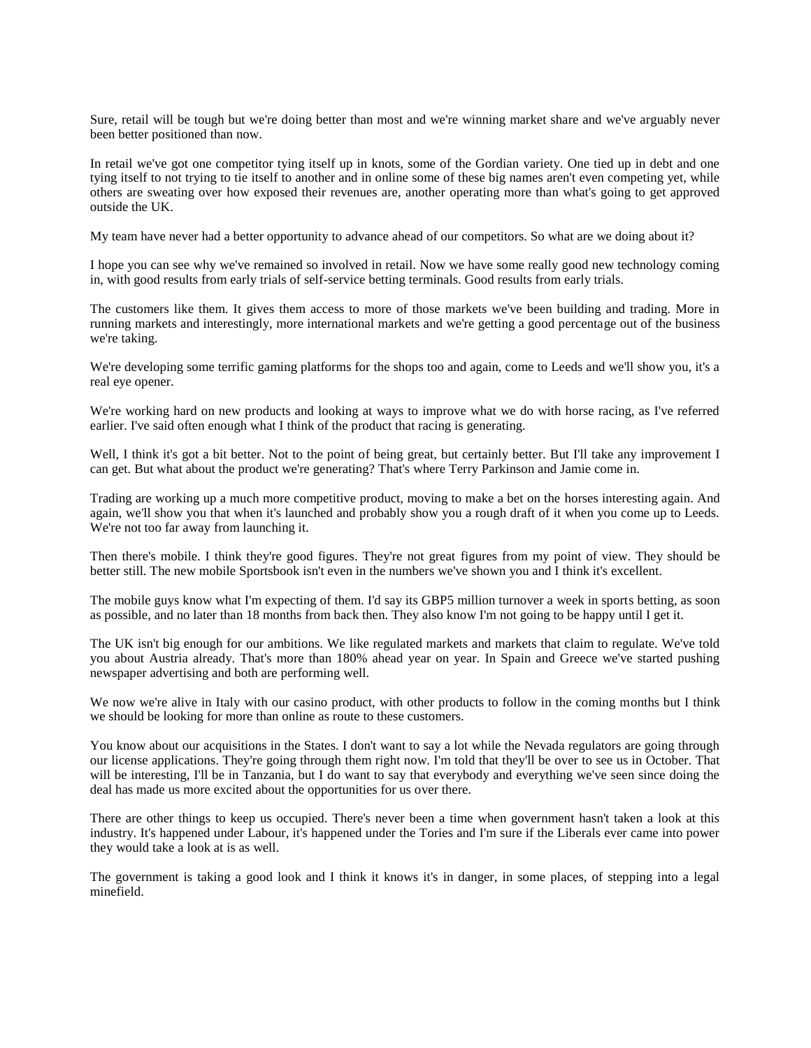Sure, retail will be tough but we're doing better than most and we're winning market share and we've arguably never been better positioned than now.

In retail we've got one competitor tying itself up in knots, some of the Gordian variety. One tied up in debt and one tying itself to not trying to tie itself to another and in online some of these big names aren't even competing yet, while others are sweating over how exposed their revenues are, another operating more than what's going to get approved outside the UK.

My team have never had a better opportunity to advance ahead of our competitors. So what are we doing about it?

I hope you can see why we've remained so involved in retail. Now we have some really good new technology coming in, with good results from early trials of self-service betting terminals. Good results from early trials.

The customers like them. It gives them access to more of those markets we've been building and trading. More in running markets and interestingly, more international markets and we're getting a good percentage out of the business we're taking.

We're developing some terrific gaming platforms for the shops too and again, come to Leeds and we'll show you, it's a real eye opener.

We're working hard on new products and looking at ways to improve what we do with horse racing, as I've referred earlier. I've said often enough what I think of the product that racing is generating.

Well, I think it's got a bit better. Not to the point of being great, but certainly better. But I'll take any improvement I can get. But what about the product we're generating? That's where Terry Parkinson and Jamie come in.

Trading are working up a much more competitive product, moving to make a bet on the horses interesting again. And again, we'll show you that when it's launched and probably show you a rough draft of it when you come up to Leeds. We're not too far away from launching it.

Then there's mobile. I think they're good figures. They're not great figures from my point of view. They should be better still. The new mobile Sportsbook isn't even in the numbers we've shown you and I think it's excellent.

The mobile guys know what I'm expecting of them. I'd say its GBP5 million turnover a week in sports betting, as soon as possible, and no later than 18 months from back then. They also know I'm not going to be happy until I get it.

The UK isn't big enough for our ambitions. We like regulated markets and markets that claim to regulate. We've told you about Austria already. That's more than 180% ahead year on year. In Spain and Greece we've started pushing newspaper advertising and both are performing well.

We now we're alive in Italy with our casino product, with other products to follow in the coming months but I think we should be looking for more than online as route to these customers.

You know about our acquisitions in the States. I don't want to say a lot while the Nevada regulators are going through our license applications. They're going through them right now. I'm told that they'll be over to see us in October. That will be interesting, I'll be in Tanzania, but I do want to say that everybody and everything we've seen since doing the deal has made us more excited about the opportunities for us over there.

There are other things to keep us occupied. There's never been a time when government hasn't taken a look at this industry. It's happened under Labour, it's happened under the Tories and I'm sure if the Liberals ever came into power they would take a look at is as well.

The government is taking a good look and I think it knows it's in danger, in some places, of stepping into a legal minefield.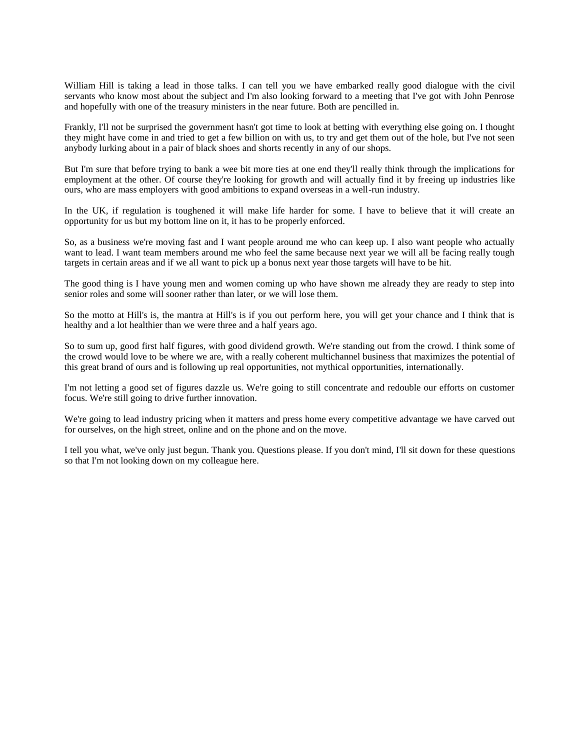William Hill is taking a lead in those talks. I can tell you we have embarked really good dialogue with the civil servants who know most about the subject and I'm also looking forward to a meeting that I've got with John Penrose and hopefully with one of the treasury ministers in the near future. Both are pencilled in.

Frankly, I'll not be surprised the government hasn't got time to look at betting with everything else going on. I thought they might have come in and tried to get a few billion on with us, to try and get them out of the hole, but I've not seen anybody lurking about in a pair of black shoes and shorts recently in any of our shops.

But I'm sure that before trying to bank a wee bit more ties at one end they'll really think through the implications for employment at the other. Of course they're looking for growth and will actually find it by freeing up industries like ours, who are mass employers with good ambitions to expand overseas in a well-run industry.

In the UK, if regulation is toughened it will make life harder for some. I have to believe that it will create an opportunity for us but my bottom line on it, it has to be properly enforced.

So, as a business we're moving fast and I want people around me who can keep up. I also want people who actually want to lead. I want team members around me who feel the same because next year we will all be facing really tough targets in certain areas and if we all want to pick up a bonus next year those targets will have to be hit.

The good thing is I have young men and women coming up who have shown me already they are ready to step into senior roles and some will sooner rather than later, or we will lose them.

So the motto at Hill's is, the mantra at Hill's is if you out perform here, you will get your chance and I think that is healthy and a lot healthier than we were three and a half years ago.

So to sum up, good first half figures, with good dividend growth. We're standing out from the crowd. I think some of the crowd would love to be where we are, with a really coherent multichannel business that maximizes the potential of this great brand of ours and is following up real opportunities, not mythical opportunities, internationally.

I'm not letting a good set of figures dazzle us. We're going to still concentrate and redouble our efforts on customer focus. We're still going to drive further innovation.

We're going to lead industry pricing when it matters and press home every competitive advantage we have carved out for ourselves, on the high street, online and on the phone and on the move.

I tell you what, we've only just begun. Thank you. Questions please. If you don't mind, I'll sit down for these questions so that I'm not looking down on my colleague here.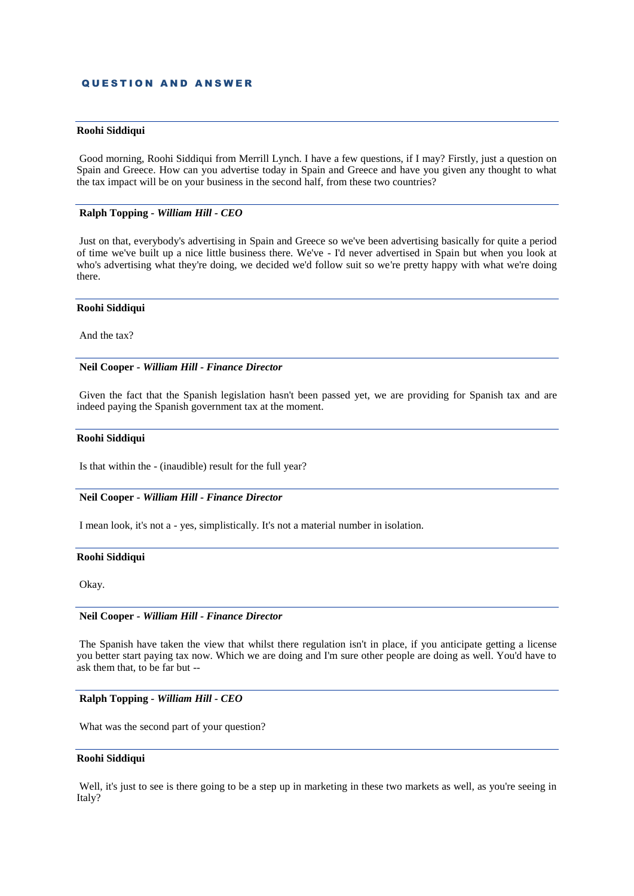## QUESTION AND ANSWER

---

**Roohi Siddiqui**

Good morning, Roohi Siddiqui from Merrill Lynch. I have a few questions, if I may? Firstly, just a question on Spain and Greece. How can you advertise today in Spain and Greece and have you given any thought to what the tax impact will be on your business in the second half, from these two countries?

---

**Ralph Topping** - ***William Hill - CEO***

Just on that, everybody's advertising in Spain and Greece so we've been advertising basically for quite a period of time we've built up a nice little business there. We've - I'd never advertised in Spain but when you look at who's advertising what they're doing, we decided we'd follow suit so we're pretty happy with what we're doing there.

---

**Roohi Siddiqui**

And the tax?

---

**Neil Cooper** - ***William Hill - Finance Director***

Given the fact that the Spanish legislation hasn't been passed yet, we are providing for Spanish tax and are indeed paying the Spanish government tax at the moment.

---

**Roohi Siddiqui**

Is that within the - (inaudible) result for the full year?

---

**Neil Cooper** - ***William Hill - Finance Director***

I mean look, it's not a - yes, simplistically. It's not a material number in isolation.

---

**Roohi Siddiqui**

Okay.

---

**Neil Cooper** - ***William Hill - Finance Director***

The Spanish have taken the view that whilst there regulation isn't in place, if you anticipate getting a license you better start paying tax now. Which we are doing and I'm sure other people are doing as well. You'd have to ask them that, to be far but --

---

**Ralph Topping** - ***William Hill - CEO***

What was the second part of your question?

---

**Roohi Siddiqui**

Well, it's just to see is there going to be a step up in marketing in these two markets as well, as you're seeing in Italy?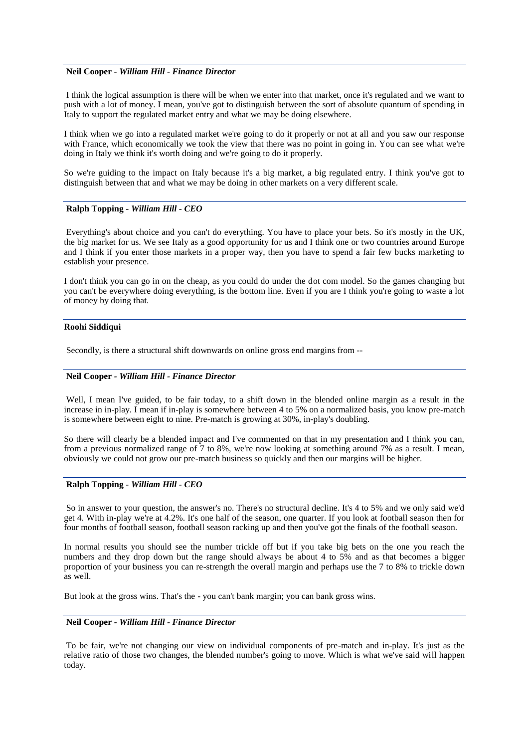**Neil Cooper** - ***William Hill - Finance Director***

I think the logical assumption is there will be when we enter into that market, once it's regulated and we want to push with a lot of money. I mean, you've got to distinguish between the sort of absolute quantum of spending in Italy to support the regulated market entry and what we may be doing elsewhere.

I think when we go into a regulated market we're going to do it properly or not at all and you saw our response with France, which economically we took the view that there was no point in going in. You can see what we're doing in Italy we think it's worth doing and we're going to do it properly.

So we're guiding to the impact on Italy because it's a big market, a big regulated entry. I think you've got to distinguish between that and what we may be doing in other markets on a very different scale.

**Ralph Topping** - ***William Hill - CEO***

Everything's about choice and you can't do everything. You have to place your bets. So it's mostly in the UK, the big market for us. We see Italy as a good opportunity for us and I think one or two countries around Europe and I think if you enter those markets in a proper way, then you have to spend a fair few bucks marketing to establish your presence.

I don't think you can go in on the cheap, as you could do under the dot com model. So the games changing but you can't be everywhere doing everything, is the bottom line. Even if you are I think you're going to waste a lot of money by doing that.

**Roohi Siddiqui**

Secondly, is there a structural shift downwards on online gross end margins from --

**Neil Cooper** - ***William Hill - Finance Director***

Well, I mean I've guided, to be fair today, to a shift down in the blended online margin as a result in the increase in in-play. I mean if in-play is somewhere between 4 to 5% on a normalized basis, you know pre-match is somewhere between eight to nine. Pre-match is growing at 30%, in-play's doubling.

So there will clearly be a blended impact and I've commented on that in my presentation and I think you can, from a previous normalized range of 7 to 8%, we're now looking at something around 7% as a result. I mean, obviously we could not grow our pre-match business so quickly and then our margins will be higher.

**Ralph Topping** - ***William Hill - CEO***

So in answer to your question, the answer's no. There's no structural decline. It's 4 to 5% and we only said we'd get 4. With in-play we're at 4.2%. It's one half of the season, one quarter. If you look at football season then for four months of football season, football season racking up and then you've got the finals of the football season.

In normal results you should see the number trickle off but if you take big bets on the one you reach the numbers and they drop down but the range should always be about 4 to 5% and as that becomes a bigger proportion of your business you can re-strength the overall margin and perhaps use the 7 to 8% to trickle down as well.

But look at the gross wins. That's the - you can't bank margin; you can bank gross wins.

**Neil Cooper** - ***William Hill - Finance Director***

To be fair, we're not changing our view on individual components of pre-match and in-play. It's just as the relative ratio of those two changes, the blended number's going to move. Which is what we've said will happen today.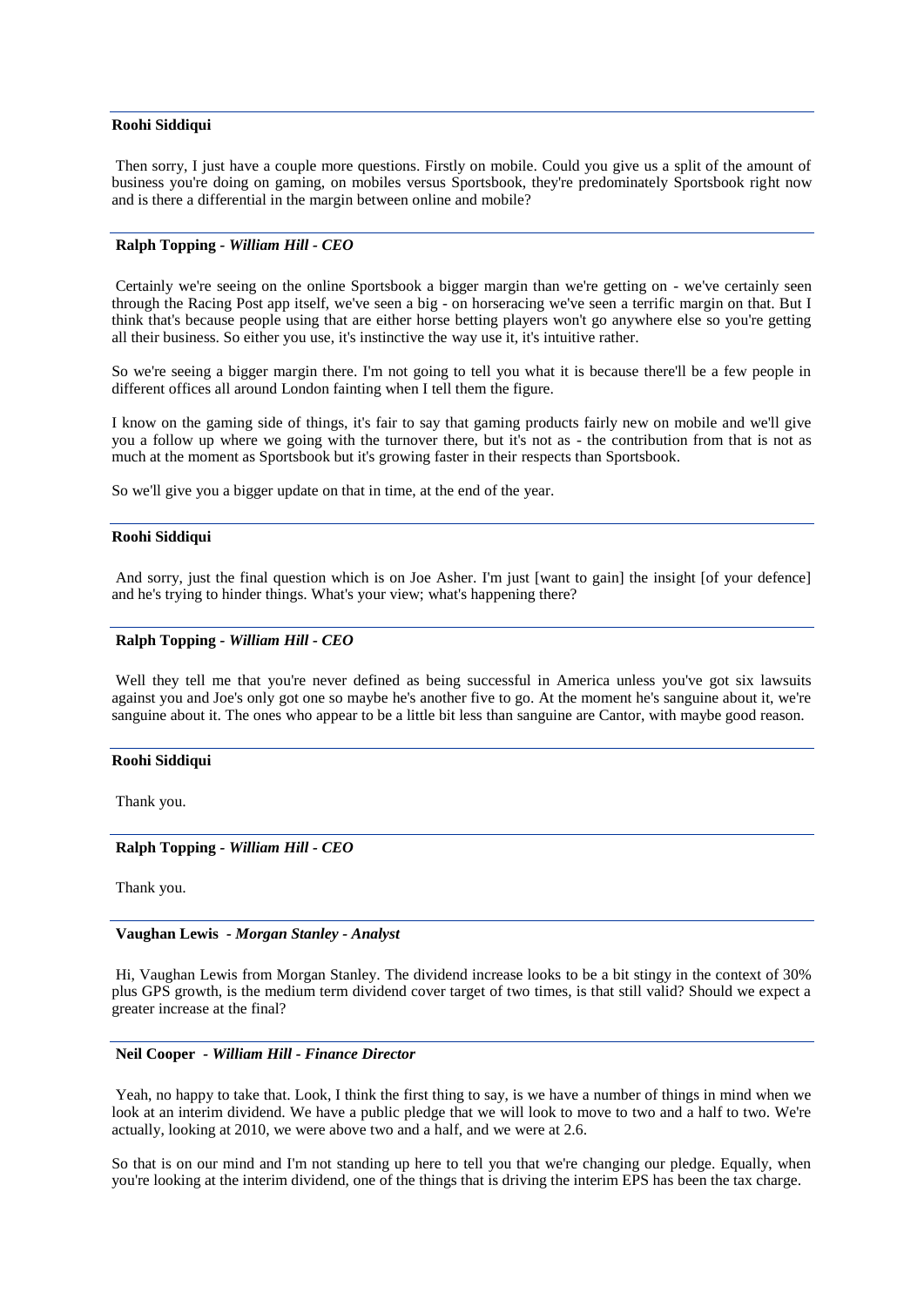**Roohi Siddiqui**

Then sorry, I just have a couple more questions. Firstly on mobile. Could you give us a split of the amount of business you're doing on gaming, on mobiles versus Sportsbook, they're predominately Sportsbook right now and is there a differential in the margin between online and mobile?

**Ralph Topping** - ***William Hill - CEO***

Certainly we're seeing on the online Sportsbook a bigger margin than we're getting on - we've certainly seen through the Racing Post app itself, we've seen a big - on horseracing we've seen a terrific margin on that. But I think that's because people using that are either horse betting players won't go anywhere else so you're getting all their business. So either you use, it's instinctive the way use it, it's intuitive rather.

So we're seeing a bigger margin there. I'm not going to tell you what it is because there'll be a few people in different offices all around London fainting when I tell them the figure.

I know on the gaming side of things, it's fair to say that gaming products fairly new on mobile and we'll give you a follow up where we going with the turnover there, but it's not as - the contribution from that is not as much at the moment as Sportsbook but it's growing faster in their respects than Sportsbook.

So we'll give you a bigger update on that in time, at the end of the year.

**Roohi Siddiqui**

And sorry, just the final question which is on Joe Asher. I'm just [want to gain] the insight [of your defence] and he's trying to hinder things. What's your view; what's happening there?

**Ralph Topping** - ***William Hill - CEO***

Well they tell me that you're never defined as being successful in America unless you've got six lawsuits against you and Joe's only got one so maybe he's another five to go. At the moment he's sanguine about it, we're sanguine about it. The ones who appear to be a little bit less than sanguine are Cantor, with maybe good reason.

**Roohi Siddiqui**

Thank you.

**Ralph Topping** - ***William Hill - CEO***

Thank you.

**Vaughan Lewis** - ***Morgan Stanley - Analyst***

Hi, Vaughan Lewis from Morgan Stanley. The dividend increase looks to be a bit stingy in the context of 30% plus GPS growth, is the medium term dividend cover target of two times, is that still valid? Should we expect a greater increase at the final?

**Neil Cooper** - ***William Hill - Finance Director***

Yeah, no happy to take that. Look, I think the first thing to say, is we have a number of things in mind when we look at an interim dividend. We have a public pledge that we will look to move to two and a half to two. We're actually, looking at 2010, we were above two and a half, and we were at 2.6.

So that is on our mind and I'm not standing up here to tell you that we're changing our pledge. Equally, when you're looking at the interim dividend, one of the things that is driving the interim EPS has been the tax charge.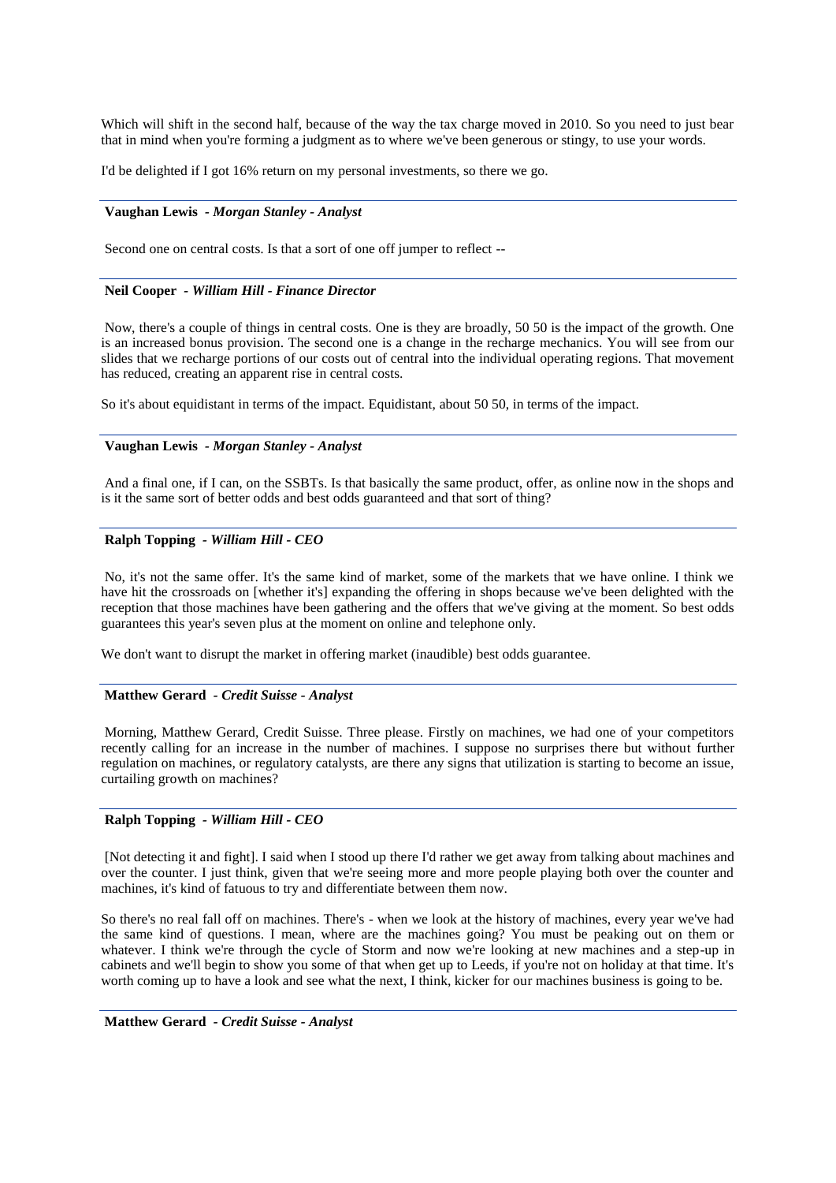Which will shift in the second half, because of the way the tax charge moved in 2010. So you need to just bear that in mind when you're forming a judgment as to where we've been generous or stingy, to use your words.

I'd be delighted if I got 16% return on my personal investments, so there we go.

---

**Vaughan Lewis** - *Morgan Stanley - Analyst*

Second one on central costs. Is that a sort of one off jumper to reflect --

---

**Neil Cooper** - *William Hill - Finance Director*

Now, there's a couple of things in central costs. One is they are broadly, 50 50 is the impact of the growth. One is an increased bonus provision. The second one is a change in the recharge mechanics. You will see from our slides that we recharge portions of our costs out of central into the individual operating regions. That movement has reduced, creating an apparent rise in central costs.

So it's about equidistant in terms of the impact. Equidistant, about 50 50, in terms of the impact.

---

**Vaughan Lewis** - *Morgan Stanley - Analyst*

And a final one, if I can, on the SSBTs. Is that basically the same product, offer, as online now in the shops and is it the same sort of better odds and best odds guaranteed and that sort of thing?

---

**Ralph Topping** - *William Hill - CEO*

No, it's not the same offer. It's the same kind of market, some of the markets that we have online. I think we have hit the crossroads on [whether it's] expanding the offering in shops because we've been delighted with the reception that those machines have been gathering and the offers that we've giving at the moment. So best odds guarantees this year's seven plus at the moment on online and telephone only.

We don't want to disrupt the market in offering market (inaudible) best odds guarantee.

---

**Matthew Gerard** - *Credit Suisse - Analyst*

Morning, Matthew Gerard, Credit Suisse. Three please. Firstly on machines, we had one of your competitors recently calling for an increase in the number of machines. I suppose no surprises there but without further regulation on machines, or regulatory catalysts, are there any signs that utilization is starting to become an issue, curtailing growth on machines?

---

**Ralph Topping** - *William Hill - CEO*

[Not detecting it and fight]. I said when I stood up there I'd rather we get away from talking about machines and over the counter. I just think, given that we're seeing more and more people playing both over the counter and machines, it's kind of fatuous to try and differentiate between them now.

So there's no real fall off on machines. There's - when we look at the history of machines, every year we've had the same kind of questions. I mean, where are the machines going? You must be peaking out on them or whatever. I think we're through the cycle of Storm and now we're looking at new machines and a step-up in cabinets and we'll begin to show you some of that when get up to Leeds, if you're not on holiday at that time. It's worth coming up to have a look and see what the next, I think, kicker for our machines business is going to be.

---

**Matthew Gerard** - *Credit Suisse - Analyst*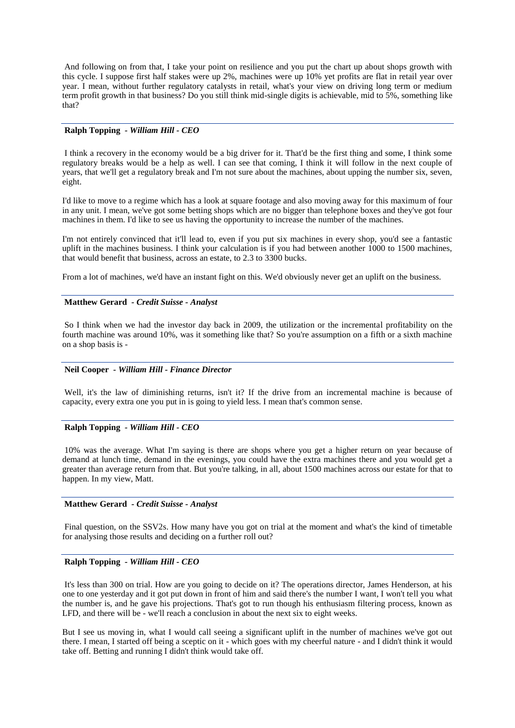And following on from that, I take your point on resilience and you put the chart up about shops growth with this cycle. I suppose first half stakes were up 2%, machines were up 10% yet profits are flat in retail year over year. I mean, without further regulatory catalysts in retail, what's your view on driving long term or medium term profit growth in that business? Do you still think mid-single digits is achievable, mid to 5%, something like that?

**Ralph Topping** - ***William Hill - CEO***

I think a recovery in the economy would be a big driver for it. That'd be the first thing and some, I think some regulatory breaks would be a help as well. I can see that coming, I think it will follow in the next couple of years, that we'll get a regulatory break and I'm not sure about the machines, about upping the number six, seven, eight.

I'd like to move to a regime which has a look at square footage and also moving away for this maximum of four in any unit. I mean, we've got some betting shops which are no bigger than telephone boxes and they've got four machines in them. I'd like to see us having the opportunity to increase the number of the machines.

I'm not entirely convinced that it'll lead to, even if you put six machines in every shop, you'd see a fantastic uplift in the machines business. I think your calculation is if you had between another 1000 to 1500 machines, that would benefit that business, across an estate, to 2.3 to 3300 bucks.

From a lot of machines, we'd have an instant fight on this. We'd obviously never get an uplift on the business.

**Matthew Gerard** - ***Credit Suisse - Analyst***

So I think when we had the investor day back in 2009, the utilization or the incremental profitability on the fourth machine was around 10%, was it something like that? So you're assumption on a fifth or a sixth machine on a shop basis is -

**Neil Cooper** - ***William Hill - Finance Director***

Well, it's the law of diminishing returns, isn't it? If the drive from an incremental machine is because of capacity, every extra one you put in is going to yield less. I mean that's common sense.

**Ralph Topping** - ***William Hill - CEO***

10% was the average. What I'm saying is there are shops where you get a higher return on year because of demand at lunch time, demand in the evenings, you could have the extra machines there and you would get a greater than average return from that. But you're talking, in all, about 1500 machines across our estate for that to happen. In my view, Matt.

**Matthew Gerard** - ***Credit Suisse - Analyst***

Final question, on the SSV2s. How many have you got on trial at the moment and what's the kind of timetable for analysing those results and deciding on a further roll out?

**Ralph Topping** - ***William Hill - CEO***

It's less than 300 on trial. How are you going to decide on it? The operations director, James Henderson, at his one to one yesterday and it got put down in front of him and said there's the number I want, I won't tell you what the number is, and he gave his projections. That's got to run though his enthusiasm filtering process, known as LFD, and there will be - we'll reach a conclusion in about the next six to eight weeks.

But I see us moving in, what I would call seeing a significant uplift in the number of machines we've got out there. I mean, I started off being a sceptic on it - which goes with my cheerful nature - and I didn't think it would take off. Betting and running I didn't think would take off.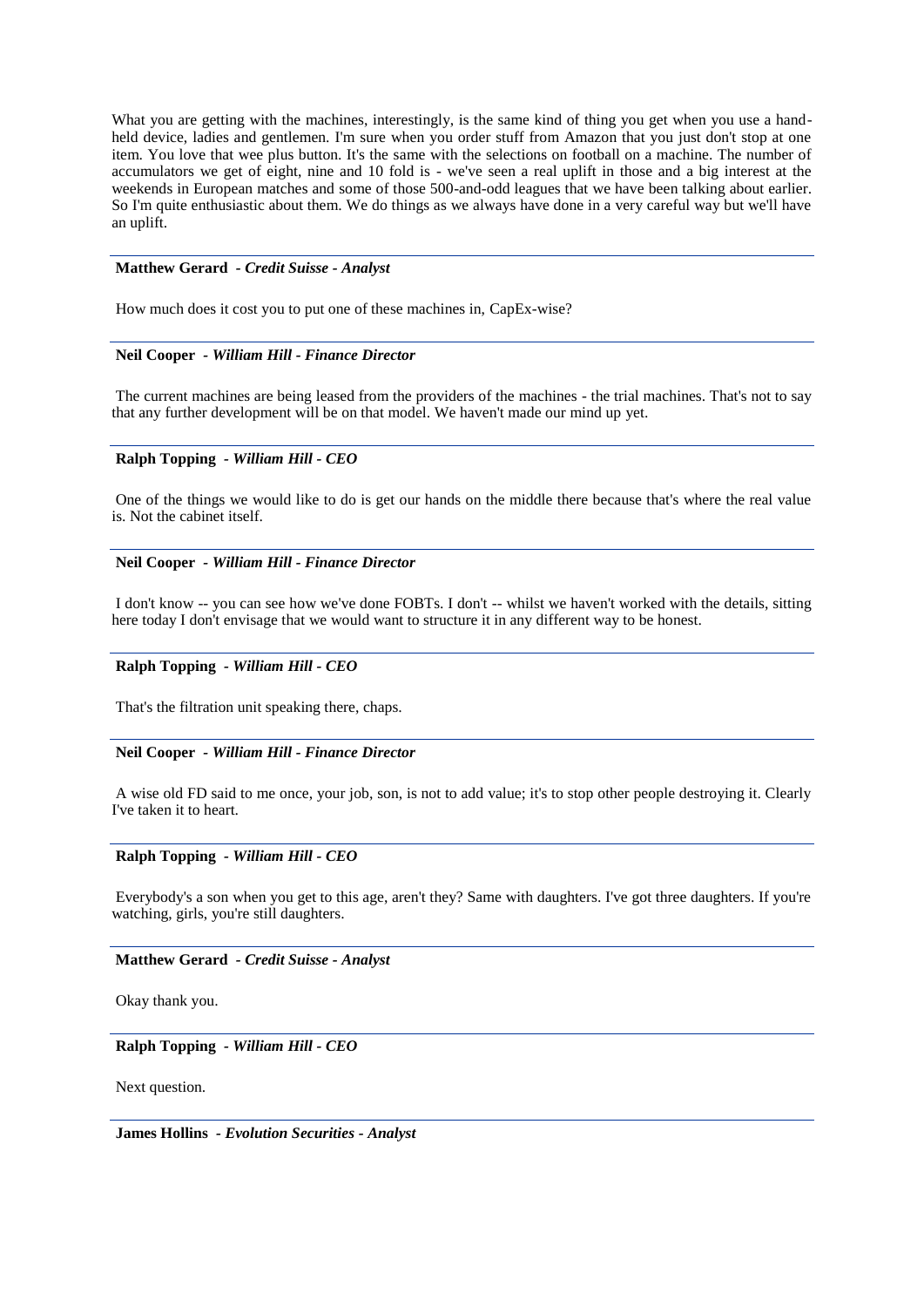What you are getting with the machines, interestingly, is the same kind of thing you get when you use a hand-held device, ladies and gentlemen. I'm sure when you order stuff from Amazon that you just don't stop at one item. You love that wee plus button. It's the same with the selections on football on a machine. The number of accumulators we get of eight, nine and 10 fold is - we've seen a real uplift in those and a big interest at the weekends in European matches and some of those 500-and-odd leagues that we have been talking about earlier. So I'm quite enthusiastic about them. We do things as we always have done in a very careful way but we'll have an uplift.

---

**Matthew Gerard** - ***Credit Suisse - Analyst***

How much does it cost you to put one of these machines in, CapEx-wise?

---

**Neil Cooper** - ***William Hill - Finance Director***

The current machines are being leased from the providers of the machines - the trial machines. That's not to say that any further development will be on that model. We haven't made our mind up yet.

---

**Ralph Topping** - ***William Hill - CEO***

One of the things we would like to do is get our hands on the middle there because that's where the real value is. Not the cabinet itself.

---

**Neil Cooper** - ***William Hill - Finance Director***

I don't know -- you can see how we've done FOBTs. I don't -- whilst we haven't worked with the details, sitting here today I don't envisage that we would want to structure it in any different way to be honest.

---

**Ralph Topping** - ***William Hill - CEO***

That's the filtration unit speaking there, chaps.

---

**Neil Cooper** - ***William Hill - Finance Director***

A wise old FD said to me once, your job, son, is not to add value; it's to stop other people destroying it. Clearly I've taken it to heart.

---

**Ralph Topping** - ***William Hill - CEO***

Everybody's a son when you get to this age, aren't they? Same with daughters. I've got three daughters. If you're watching, girls, you're still daughters.

---

**Matthew Gerard** - ***Credit Suisse - Analyst***

Okay thank you.

---

**Ralph Topping** - ***William Hill - CEO***

Next question.

---

**James Hollins** - ***Evolution Securities - Analyst***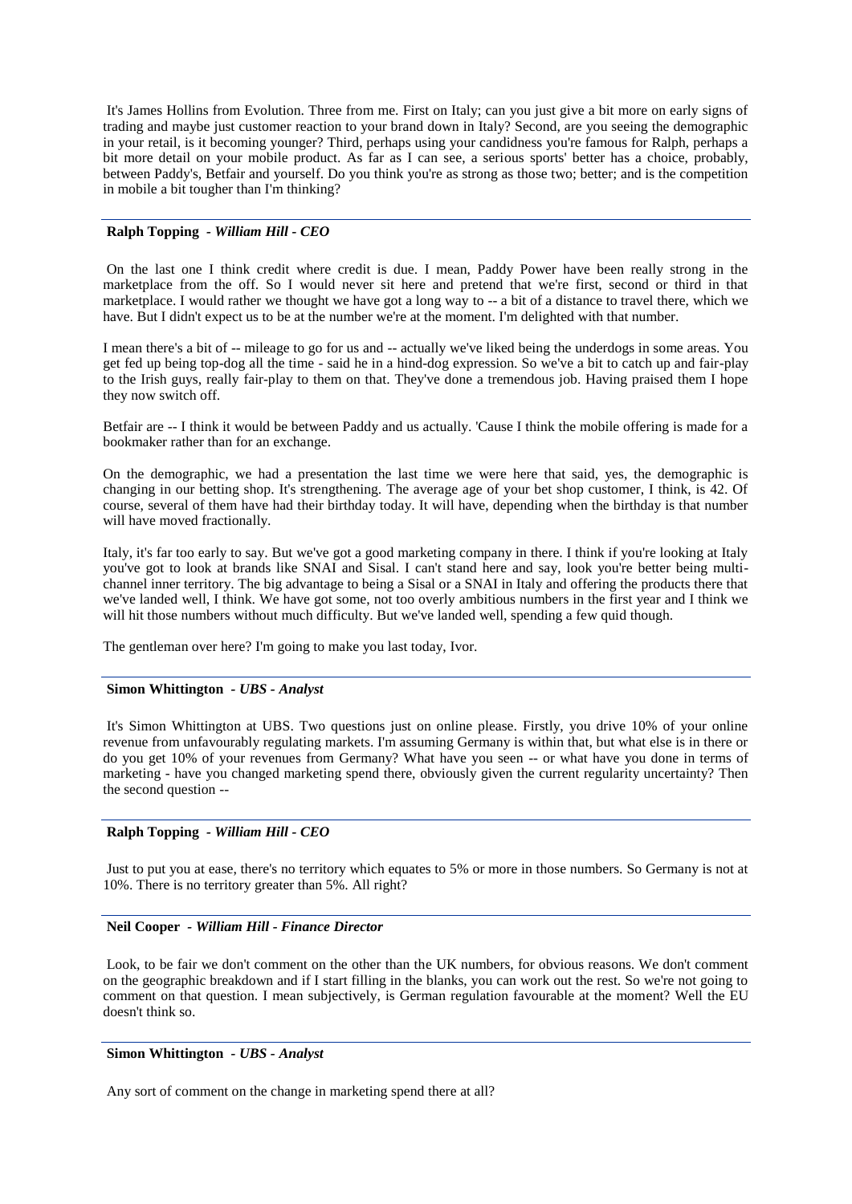It's James Hollins from Evolution. Three from me. First on Italy; can you just give a bit more on early signs of trading and maybe just customer reaction to your brand down in Italy? Second, are you seeing the demographic in your retail, is it becoming younger? Third, perhaps using your candidness you're famous for Ralph, perhaps a bit more detail on your mobile product. As far as I can see, a serious sports' better has a choice, probably, between Paddy's, Betfair and yourself. Do you think you're as strong as those two; better; and is the competition in mobile a bit tougher than I'm thinking?

---

**Ralph Topping** *- William Hill - CEO*

On the last one I think credit where credit is due. I mean, Paddy Power have been really strong in the marketplace from the off. So I would never sit here and pretend that we're first, second or third in that marketplace. I would rather we thought we have got a long way to -- a bit of a distance to travel there, which we have. But I didn't expect us to be at the number we're at the moment. I'm delighted with that number.

I mean there's a bit of -- mileage to go for us and -- actually we've liked being the underdogs in some areas. You get fed up being top-dog all the time - said he in a hind-dog expression. So we've a bit to catch up and fair-play to the Irish guys, really fair-play to them on that. They've done a tremendous job. Having praised them I hope they now switch off.

Betfair are -- I think it would be between Paddy and us actually. 'Cause I think the mobile offering is made for a bookmaker rather than for an exchange.

On the demographic, we had a presentation the last time we were here that said, yes, the demographic is changing in our betting shop. It's strengthening. The average age of your bet shop customer, I think, is 42. Of course, several of them have had their birthday today. It will have, depending when the birthday is that number will have moved fractionally.

Italy, it's far too early to say. But we've got a good marketing company in there. I think if you're looking at Italy you've got to look at brands like SNAI and Sisal. I can't stand here and say, look you're better being multi-channel inner territory. The big advantage to being a Sisal or a SNAI in Italy and offering the products there that we've landed well, I think. We have got some, not too overly ambitious numbers in the first year and I think we will hit those numbers without much difficulty. But we've landed well, spending a few quid though.

The gentleman over here? I'm going to make you last today, Ivor.

---

**Simon Whittington** *- UBS - Analyst*

It's Simon Whittington at UBS. Two questions just on online please. Firstly, you drive 10% of your online revenue from unfavourably regulating markets. I'm assuming Germany is within that, but what else is in there or do you get 10% of your revenues from Germany? What have you seen -- or what have you done in terms of marketing - have you changed marketing spend there, obviously given the current regularity uncertainty? Then the second question --

---

**Ralph Topping** *- William Hill - CEO*

Just to put you at ease, there's no territory which equates to 5% or more in those numbers. So Germany is not at 10%. There is no territory greater than 5%. All right?

---

**Neil Cooper** *- William Hill - Finance Director*

Look, to be fair we don't comment on the other than the UK numbers, for obvious reasons. We don't comment on the geographic breakdown and if I start filling in the blanks, you can work out the rest. So we're not going to comment on that question. I mean subjectively, is German regulation favourable at the moment? Well the EU doesn't think so.

---

**Simon Whittington** *- UBS - Analyst*

Any sort of comment on the change in marketing spend there at all?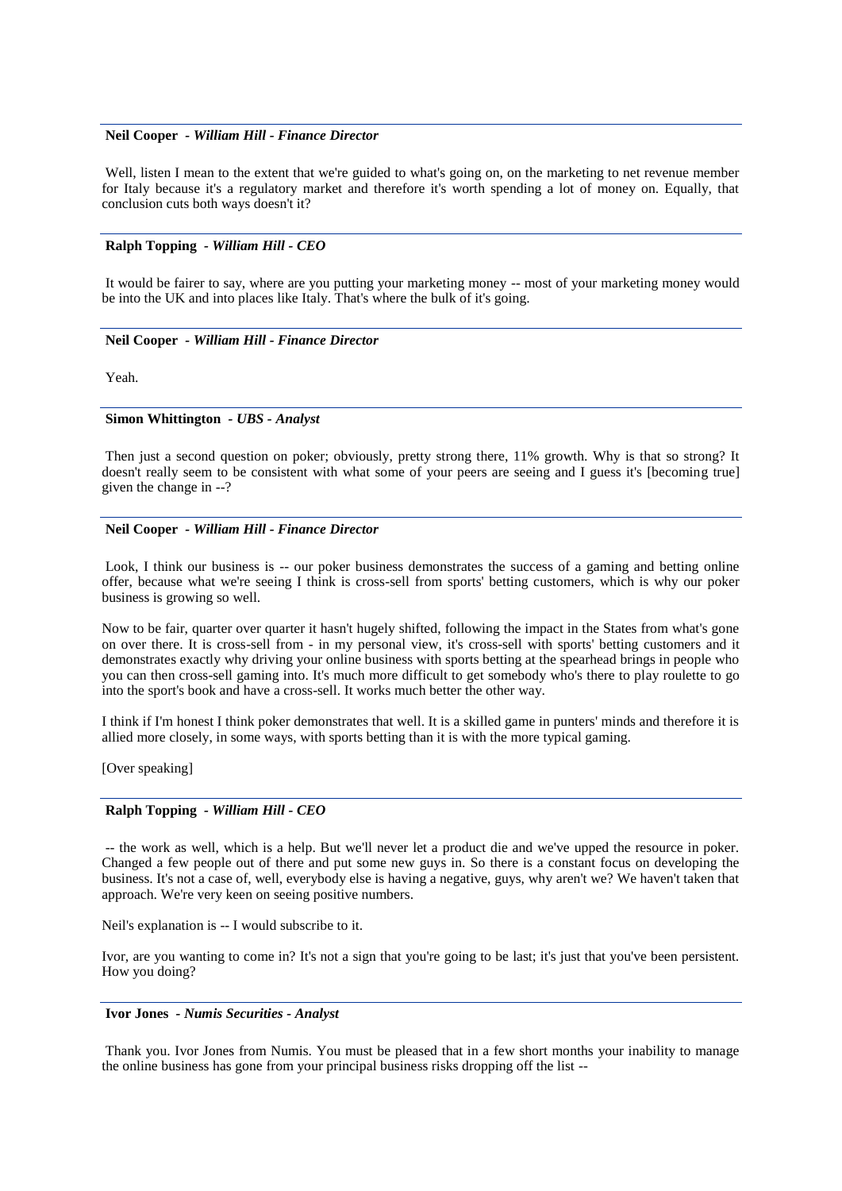**Neil Cooper** - ***William Hill - Finance Director***

Well, listen I mean to the extent that we're guided to what's going on, on the marketing to net revenue member for Italy because it's a regulatory market and therefore it's worth spending a lot of money on. Equally, that conclusion cuts both ways doesn't it?

---

**Ralph Topping** - ***William Hill - CEO***

It would be fairer to say, where are you putting your marketing money -- most of your marketing money would be into the UK and into places like Italy. That's where the bulk of it's going.

---

**Neil Cooper** - ***William Hill - Finance Director***

Yeah.

---

**Simon Whittington** - ***UBS - Analyst***

Then just a second question on poker; obviously, pretty strong there, 11% growth. Why is that so strong? It doesn't really seem to be consistent with what some of your peers are seeing and I guess it's [becoming true] given the change in --?

---

**Neil Cooper** - ***William Hill - Finance Director***

Look, I think our business is -- our poker business demonstrates the success of a gaming and betting online offer, because what we're seeing I think is cross-sell from sports' betting customers, which is why our poker business is growing so well.

Now to be fair, quarter over quarter it hasn't hugely shifted, following the impact in the States from what's gone on over there. It is cross-sell from - in my personal view, it's cross-sell with sports' betting customers and it demonstrates exactly why driving your online business with sports betting at the spearhead brings in people who you can then cross-sell gaming into. It's much more difficult to get somebody who's there to play roulette to go into the sport's book and have a cross-sell. It works much better the other way.

I think if I'm honest I think poker demonstrates that well. It is a skilled game in punters' minds and therefore it is allied more closely, in some ways, with sports betting than it is with the more typical gaming.

[Over speaking]

---

**Ralph Topping** - ***William Hill - CEO***

-- the work as well, which is a help. But we'll never let a product die and we've upped the resource in poker. Changed a few people out of there and put some new guys in. So there is a constant focus on developing the business. It's not a case of, well, everybody else is having a negative, guys, why aren't we? We haven't taken that approach. We're very keen on seeing positive numbers.

Neil's explanation is -- I would subscribe to it.

Ivor, are you wanting to come in? It's not a sign that you're going to be last; it's just that you've been persistent. How you doing?

---

**Ivor Jones** - ***Numis Securities - Analyst***

Thank you. Ivor Jones from Numis. You must be pleased that in a few short months your inability to manage the online business has gone from your principal business risks dropping off the list --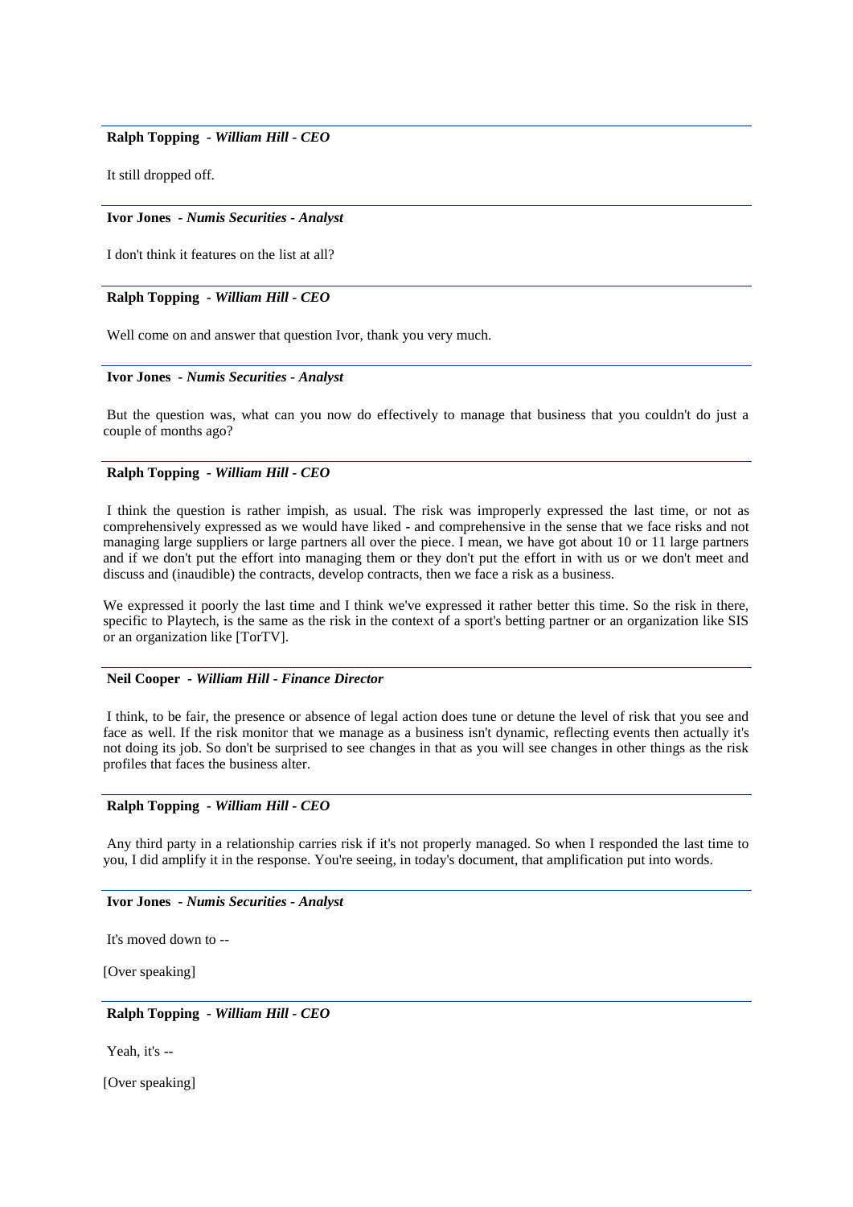**Ralph Topping** - *William Hill - CEO*

It still dropped off.

---

**Ivor Jones** - *Numis Securities - Analyst*

I don't think it features on the list at all?

---

**Ralph Topping** - *William Hill - CEO*

Well come on and answer that question Ivor, thank you very much.

---

**Ivor Jones** - *Numis Securities - Analyst*

But the question was, what can you now do effectively to manage that business that you couldn't do just a couple of months ago?

---

**Ralph Topping** - *William Hill - CEO*

I think the question is rather impish, as usual. The risk was improperly expressed the last time, or not as comprehensively expressed as we would have liked - and comprehensive in the sense that we face risks and not managing large suppliers or large partners all over the piece. I mean, we have got about 10 or 11 large partners and if we don't put the effort into managing them or they don't put the effort in with us or we don't meet and discuss and (inaudible) the contracts, develop contracts, then we face a risk as a business.

We expressed it poorly the last time and I think we've expressed it rather better this time. So the risk in there, specific to Playtech, is the same as the risk in the context of a sport's betting partner or an organization like SIS or an organization like [TorTV].

---

**Neil Cooper** - *William Hill - Finance Director*

I think, to be fair, the presence or absence of legal action does tune or detune the level of risk that you see and face as well. If the risk monitor that we manage as a business isn't dynamic, reflecting events then actually it's not doing its job. So don't be surprised to see changes in that as you will see changes in other things as the risk profiles that faces the business alter.

---

**Ralph Topping** - *William Hill - CEO*

Any third party in a relationship carries risk if it's not properly managed. So when I responded the last time to you, I did amplify it in the response. You're seeing, in today's document, that amplification put into words.

---

**Ivor Jones** - *Numis Securities - Analyst*

It's moved down to --

[Over speaking]

---

**Ralph Topping** - *William Hill - CEO*

Yeah, it's --

[Over speaking]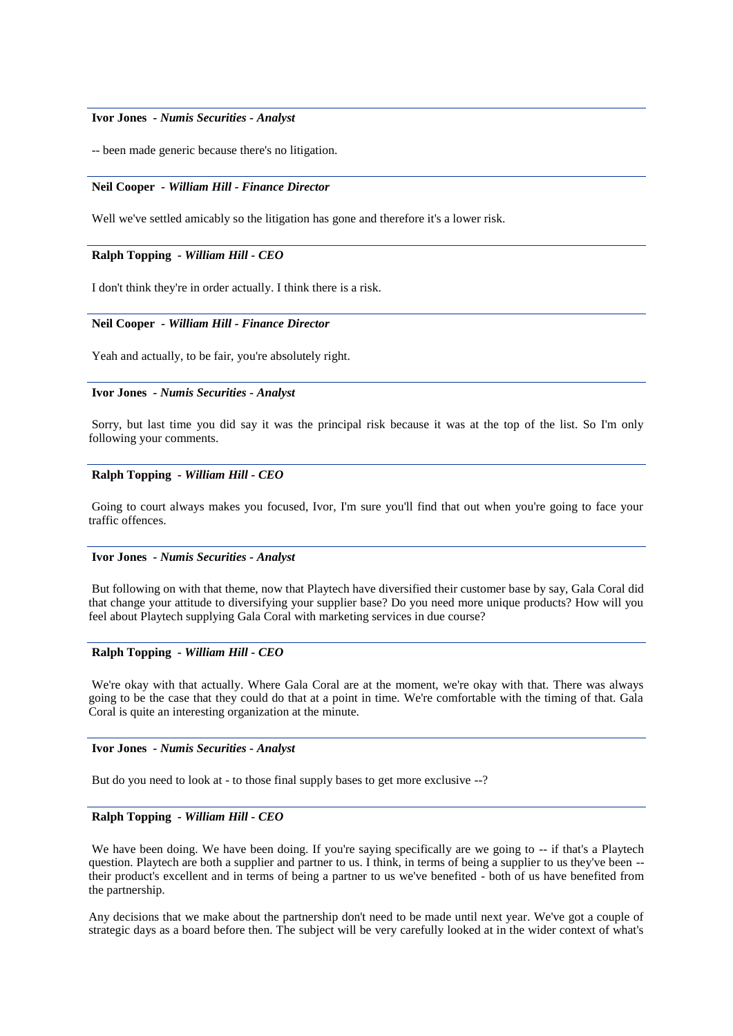**Ivor Jones** - *Numis Securities - Analyst*

-- been made generic because there's no litigation.

---

**Neil Cooper** - *William Hill - Finance Director*

Well we've settled amicably so the litigation has gone and therefore it's a lower risk.

---

**Ralph Topping** - *William Hill - CEO*

I don't think they're in order actually. I think there is a risk.

---

**Neil Cooper** - *William Hill - Finance Director*

Yeah and actually, to be fair, you're absolutely right.

---

**Ivor Jones** - *Numis Securities - Analyst*

Sorry, but last time you did say it was the principal risk because it was at the top of the list. So I'm only following your comments.

---

**Ralph Topping** - *William Hill - CEO*

Going to court always makes you focused, Ivor, I'm sure you'll find that out when you're going to face your traffic offences.

---

**Ivor Jones** - *Numis Securities - Analyst*

But following on with that theme, now that Playtech have diversified their customer base by say, Gala Coral did that change your attitude to diversifying your supplier base? Do you need more unique products? How will you feel about Playtech supplying Gala Coral with marketing services in due course?

---

**Ralph Topping** - *William Hill - CEO*

We're okay with that actually. Where Gala Coral are at the moment, we're okay with that. There was always going to be the case that they could do that at a point in time. We're comfortable with the timing of that. Gala Coral is quite an interesting organization at the minute.

---

**Ivor Jones** - *Numis Securities - Analyst*

But do you need to look at - to those final supply bases to get more exclusive --?

---

**Ralph Topping** - *William Hill - CEO*

We have been doing. We have been doing. If you're saying specifically are we going to -- if that's a Playtech question. Playtech are both a supplier and partner to us. I think, in terms of being a supplier to us they've been -- their product's excellent and in terms of being a partner to us we've benefited - both of us have benefited from the partnership.

Any decisions that we make about the partnership don't need to be made until next year. We've got a couple of strategic days as a board before then. The subject will be very carefully looked at in the wider context of what's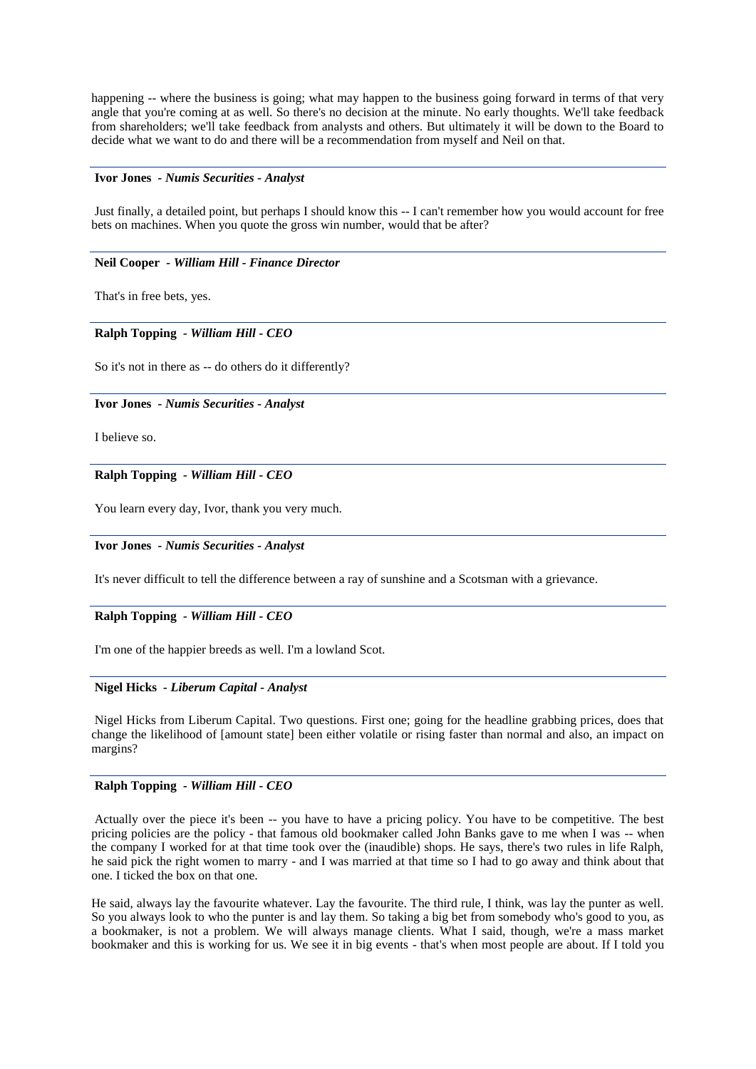happening -- where the business is going; what may happen to the business going forward in terms of that very angle that you're coming at as well. So there's no decision at the minute. No early thoughts. We'll take feedback from shareholders; we'll take feedback from analysts and others. But ultimately it will be down to the Board to decide what we want to do and there will be a recommendation from myself and Neil on that.

---

**Ivor Jones** - ***Numis Securities - Analyst***

Just finally, a detailed point, but perhaps I should know this -- I can't remember how you would account for free bets on machines. When you quote the gross win number, would that be after?

---

**Neil Cooper** - ***William Hill - Finance Director***

That's in free bets, yes.

---

**Ralph Topping** - ***William Hill - CEO***

So it's not in there as -- do others do it differently?

---

**Ivor Jones** - ***Numis Securities - Analyst***

I believe so.

---

**Ralph Topping** - ***William Hill - CEO***

You learn every day, Ivor, thank you very much.

---

**Ivor Jones** - ***Numis Securities - Analyst***

It's never difficult to tell the difference between a ray of sunshine and a Scotsman with a grievance.

---

**Ralph Topping** - ***William Hill - CEO***

I'm one of the happier breeds as well. I'm a lowland Scot.

---

**Nigel Hicks** - ***Liberum Capital - Analyst***

Nigel Hicks from Liberum Capital. Two questions. First one; going for the headline grabbing prices, does that change the likelihood of [amount state] been either volatile or rising faster than normal and also, an impact on margins?

---

**Ralph Topping** - ***William Hill - CEO***

Actually over the piece it's been -- you have to have a pricing policy. You have to be competitive. The best pricing policies are the policy - that famous old bookmaker called John Banks gave to me when I was -- when the company I worked for at that time took over the (inaudible) shops. He says, there's two rules in life Ralph, he said pick the right women to marry - and I was married at that time so I had to go away and think about that one. I ticked the box on that one.

He said, always lay the favourite whatever. Lay the favourite. The third rule, I think, was lay the punter as well. So you always look to who the punter is and lay them. So taking a big bet from somebody who's good to you, as a bookmaker, is not a problem. We will always manage clients. What I said, though, we're a mass market bookmaker and this is working for us. We see it in big events - that's when most people are about. If I told you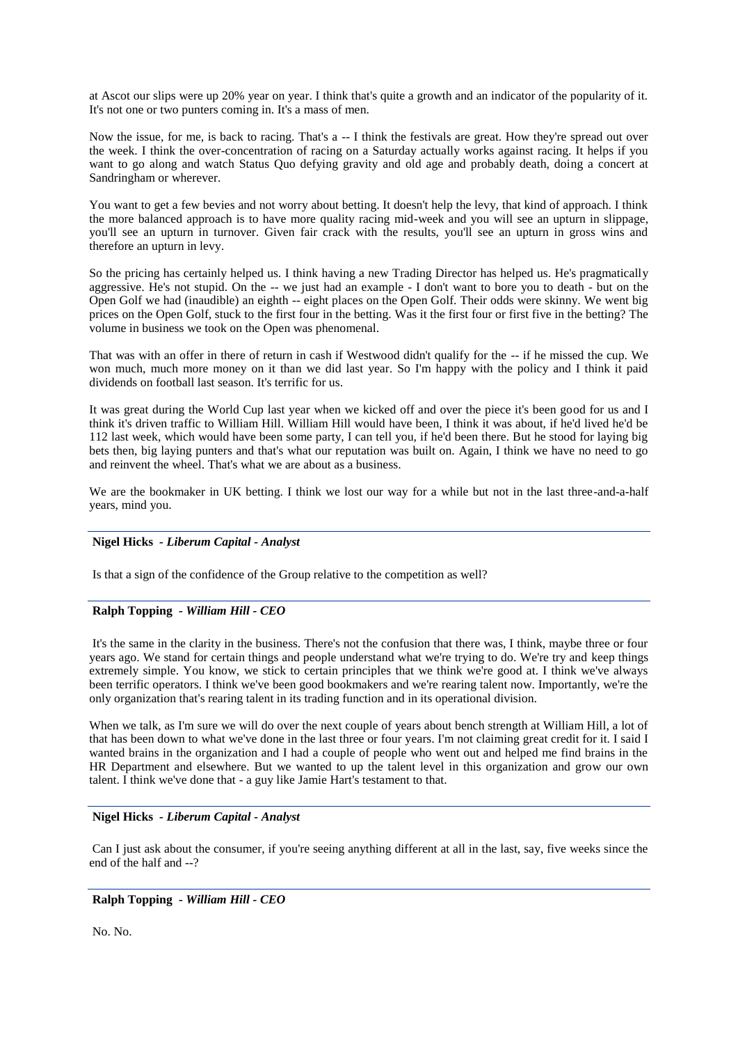at Ascot our slips were up 20% year on year. I think that's quite a growth and an indicator of the popularity of it. It's not one or two punters coming in. It's a mass of men.

Now the issue, for me, is back to racing. That's a -- I think the festivals are great. How they're spread out over the week. I think the over-concentration of racing on a Saturday actually works against racing. It helps if you want to go along and watch Status Quo defying gravity and old age and probably death, doing a concert at Sandringham or wherever.

You want to get a few bevies and not worry about betting. It doesn't help the levy, that kind of approach. I think the more balanced approach is to have more quality racing mid-week and you will see an upturn in slippage, you'll see an upturn in turnover. Given fair crack with the results, you'll see an upturn in gross wins and therefore an upturn in levy.

So the pricing has certainly helped us. I think having a new Trading Director has helped us. He's pragmatically aggressive. He's not stupid. On the -- we just had an example - I don't want to bore you to death - but on the Open Golf we had (inaudible) an eighth -- eight places on the Open Golf. Their odds were skinny. We went big prices on the Open Golf, stuck to the first four in the betting. Was it the first four or first five in the betting? The volume in business we took on the Open was phenomenal.

That was with an offer in there of return in cash if Westwood didn't qualify for the -- if he missed the cup. We won much, much more money on it than we did last year. So I'm happy with the policy and I think it paid dividends on football last season. It's terrific for us.

It was great during the World Cup last year when we kicked off and over the piece it's been good for us and I think it's driven traffic to William Hill. William Hill would have been, I think it was about, if he'd lived he'd be 112 last week, which would have been some party, I can tell you, if he'd been there. But he stood for laying big bets then, big laying punters and that's what our reputation was built on. Again, I think we have no need to go and reinvent the wheel. That's what we are about as a business.

We are the bookmaker in UK betting. I think we lost our way for a while but not in the last three-and-a-half years, mind you.

---

**Nigel Hicks** - *Liberum Capital - Analyst*

Is that a sign of the confidence of the Group relative to the competition as well?

---

**Ralph Topping** - *William Hill - CEO*

It's the same in the clarity in the business. There's not the confusion that there was, I think, maybe three or four years ago. We stand for certain things and people understand what we're trying to do. We're try and keep things extremely simple. You know, we stick to certain principles that we think we're good at. I think we've always been terrific operators. I think we've been good bookmakers and we're rearing talent now. Importantly, we're the only organization that's rearing talent in its trading function and in its operational division.

When we talk, as I'm sure we will do over the next couple of years about bench strength at William Hill, a lot of that has been down to what we've done in the last three or four years. I'm not claiming great credit for it. I said I wanted brains in the organization and I had a couple of people who went out and helped me find brains in the HR Department and elsewhere. But we wanted to up the talent level in this organization and grow our own talent. I think we've done that - a guy like Jamie Hart's testament to that.

---

**Nigel Hicks** - *Liberum Capital - Analyst*

Can I just ask about the consumer, if you're seeing anything different at all in the last, say, five weeks since the end of the half and --?

---

**Ralph Topping** - *William Hill - CEO*

No. No.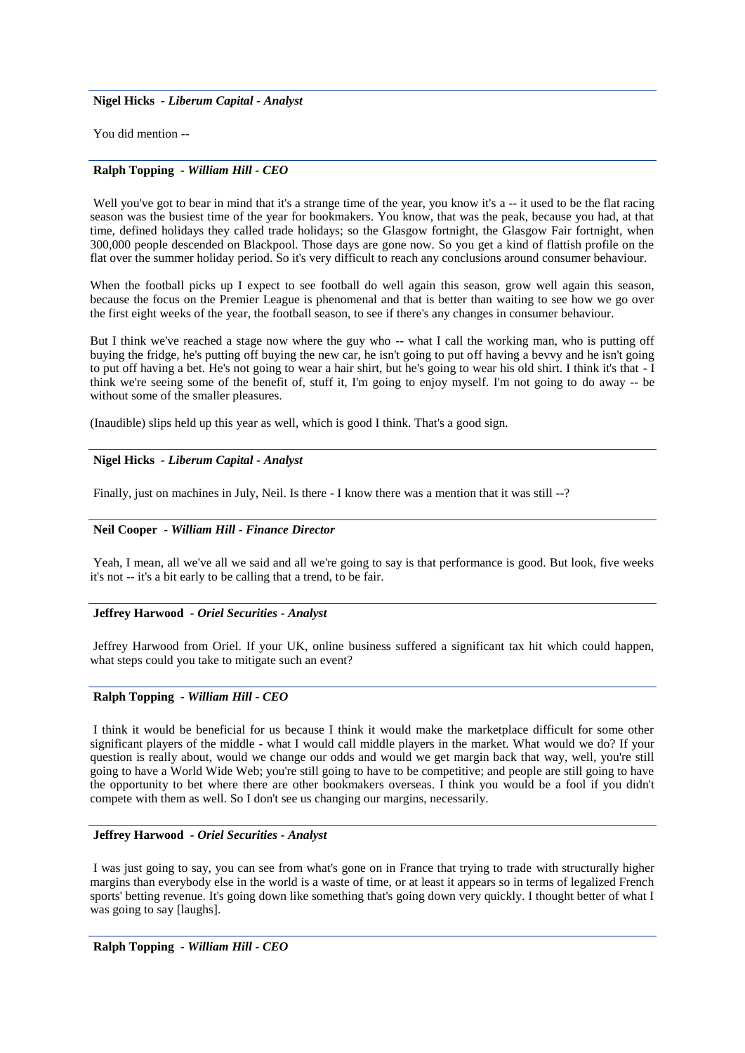**Nigel Hicks** *- Liberum Capital - Analyst*

You did mention --

**Ralph Topping** *- William Hill - CEO*

Well you've got to bear in mind that it's a strange time of the year, you know it's a -- it used to be the flat racing season was the busiest time of the year for bookmakers. You know, that was the peak, because you had, at that time, defined holidays they called trade holidays; so the Glasgow fortnight, the Glasgow Fair fortnight, when 300,000 people descended on Blackpool. Those days are gone now. So you get a kind of flattish profile on the flat over the summer holiday period. So it's very difficult to reach any conclusions around consumer behaviour.

When the football picks up I expect to see football do well again this season, grow well again this season, because the focus on the Premier League is phenomenal and that is better than waiting to see how we go over the first eight weeks of the year, the football season, to see if there's any changes in consumer behaviour.

But I think we've reached a stage now where the guy who -- what I call the working man, who is putting off buying the fridge, he's putting off buying the new car, he isn't going to put off having a bevvy and he isn't going to put off having a bet. He's not going to wear a hair shirt, but he's going to wear his old shirt. I think it's that - I think we're seeing some of the benefit of, stuff it, I'm going to enjoy myself. I'm not going to do away -- be without some of the smaller pleasures.

(Inaudible) slips held up this year as well, which is good I think. That's a good sign.

**Nigel Hicks** *- Liberum Capital - Analyst*

Finally, just on machines in July, Neil. Is there - I know there was a mention that it was still --?

**Neil Cooper** *- William Hill - Finance Director*

Yeah, I mean, all we've all we said and all we're going to say is that performance is good. But look, five weeks it's not -- it's a bit early to be calling that a trend, to be fair.

**Jeffrey Harwood** *- Oriel Securities - Analyst*

Jeffrey Harwood from Oriel. If your UK, online business suffered a significant tax hit which could happen, what steps could you take to mitigate such an event?

**Ralph Topping** *- William Hill - CEO*

I think it would be beneficial for us because I think it would make the marketplace difficult for some other significant players of the middle - what I would call middle players in the market. What would we do? If your question is really about, would we change our odds and would we get margin back that way, well, you're still going to have a World Wide Web; you're still going to have to be competitive; and people are still going to have the opportunity to bet where there are other bookmakers overseas. I think you would be a fool if you didn't compete with them as well. So I don't see us changing our margins, necessarily.

**Jeffrey Harwood** *- Oriel Securities - Analyst*

I was just going to say, you can see from what's gone on in France that trying to trade with structurally higher margins than everybody else in the world is a waste of time, or at least it appears so in terms of legalized French sports' betting revenue. It's going down like something that's going down very quickly. I thought better of what I was going to say [laughs].

**Ralph Topping** *- William Hill - CEO*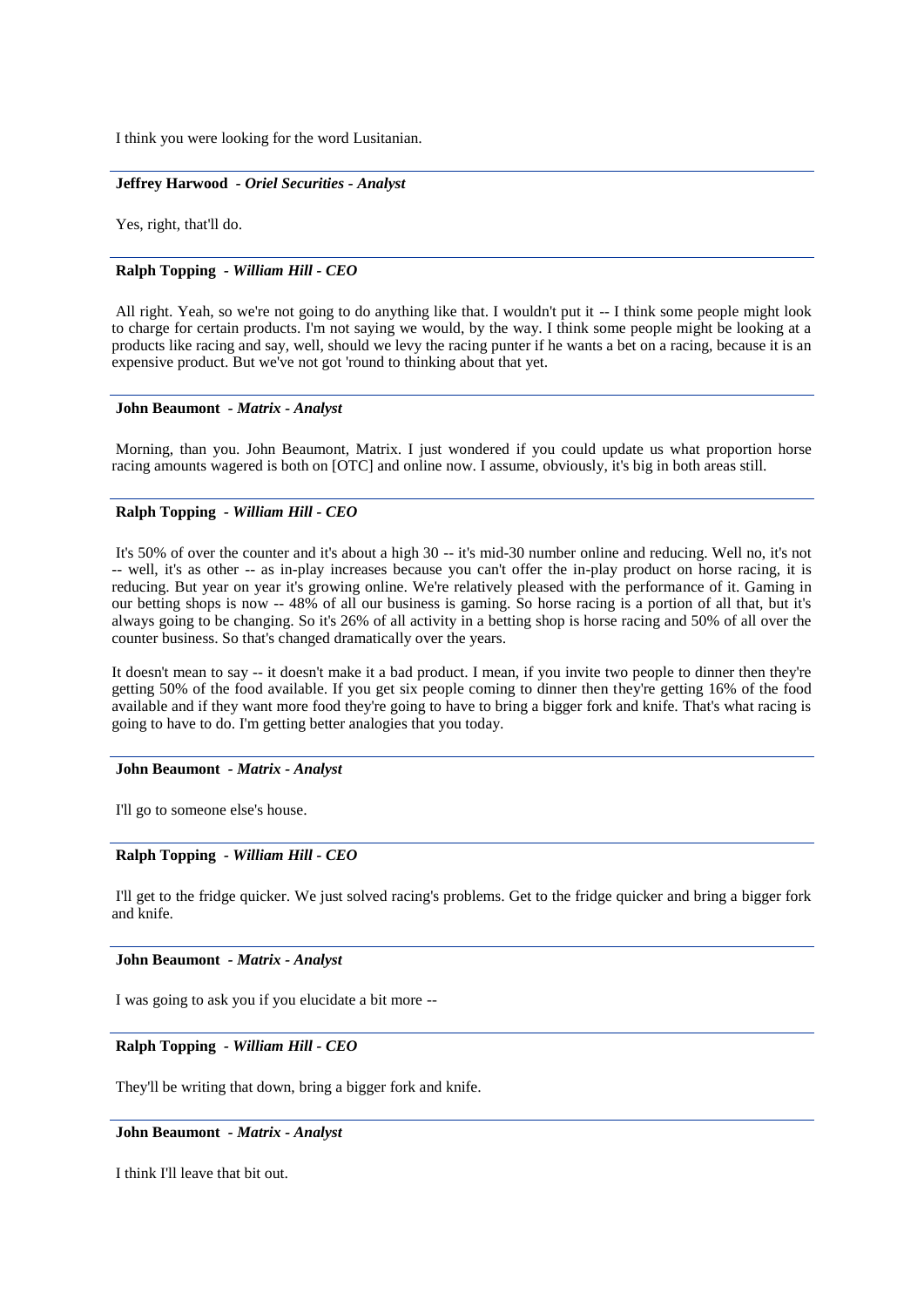I think you were looking for the word Lusitanian.

---

**Jeffrey Harwood** *- Oriel Securities - Analyst*

Yes, right, that'll do.

---

**Ralph Topping** *- William Hill - CEO*

All right. Yeah, so we're not going to do anything like that. I wouldn't put it -- I think some people might look to charge for certain products. I'm not saying we would, by the way. I think some people might be looking at a products like racing and say, well, should we levy the racing punter if he wants a bet on a racing, because it is an expensive product. But we've not got 'round to thinking about that yet.

---

**John Beaumont** *- Matrix - Analyst*

Morning, than you. John Beaumont, Matrix. I just wondered if you could update us what proportion horse racing amounts wagered is both on [OTC] and online now. I assume, obviously, it's big in both areas still.

---

**Ralph Topping** *- William Hill - CEO*

It's 50% of over the counter and it's about a high 30 -- it's mid-30 number online and reducing. Well no, it's not -- well, it's as other -- as in-play increases because you can't offer the in-play product on horse racing, it is reducing. But year on year it's growing online. We're relatively pleased with the performance of it. Gaming in our betting shops is now -- 48% of all our business is gaming. So horse racing is a portion of all that, but it's always going to be changing. So it's 26% of all activity in a betting shop is horse racing and 50% of all over the counter business. So that's changed dramatically over the years.

It doesn't mean to say -- it doesn't make it a bad product. I mean, if you invite two people to dinner then they're getting 50% of the food available. If you get six people coming to dinner then they're getting 16% of the food available and if they want more food they're going to have to bring a bigger fork and knife. That's what racing is going to have to do. I'm getting better analogies that you today.

---

**John Beaumont** *- Matrix - Analyst*

I'll go to someone else's house.

---

**Ralph Topping** *- William Hill - CEO*

I'll get to the fridge quicker. We just solved racing's problems. Get to the fridge quicker and bring a bigger fork and knife.

---

**John Beaumont** *- Matrix - Analyst*

I was going to ask you if you elucidate a bit more --

---

**Ralph Topping** *- William Hill - CEO*

They'll be writing that down, bring a bigger fork and knife.

---

**John Beaumont** *- Matrix - Analyst*

I think I'll leave that bit out.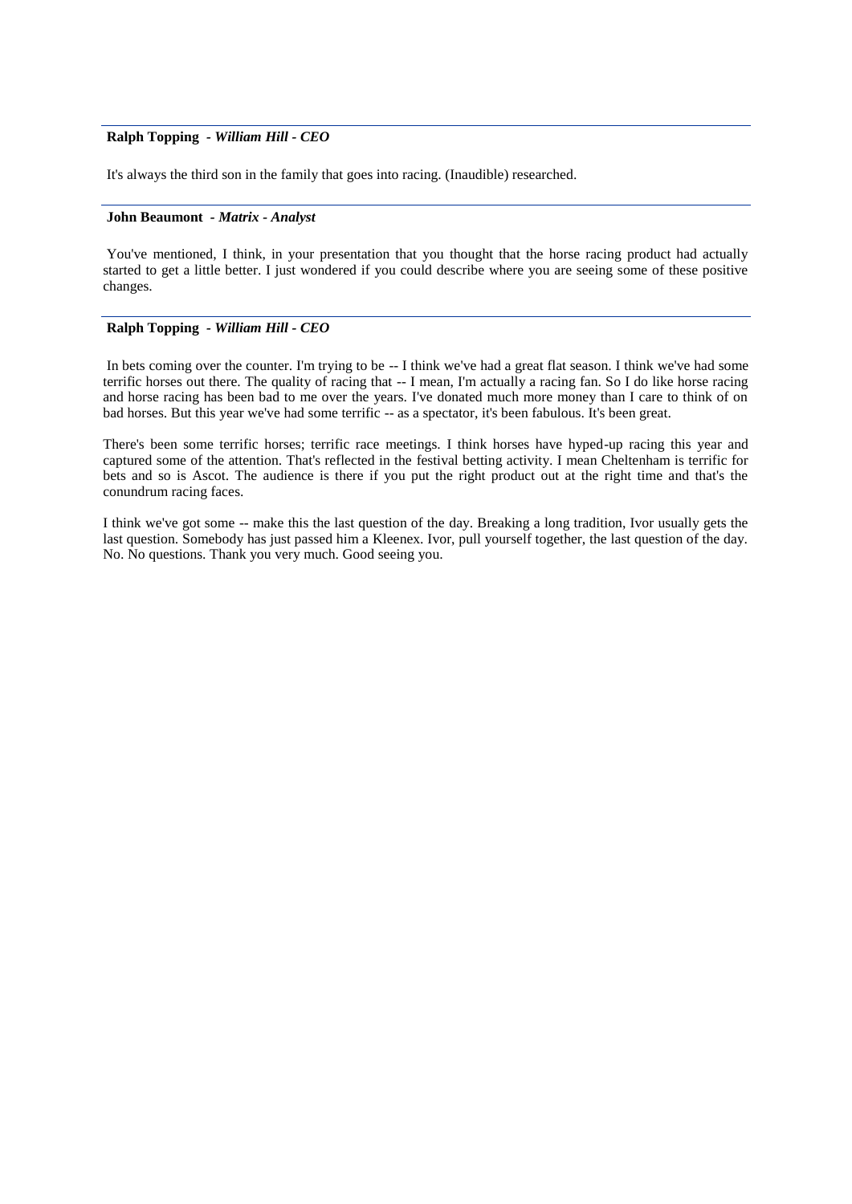**Ralph Topping** - ***William Hill - CEO***

It's always the third son in the family that goes into racing. (Inaudible) researched.

**John Beaumont** - ***Matrix - Analyst***

You've mentioned, I think, in your presentation that you thought that the horse racing product had actually started to get a little better. I just wondered if you could describe where you are seeing some of these positive changes.

**Ralph Topping** - ***William Hill - CEO***

In bets coming over the counter. I'm trying to be -- I think we've had a great flat season. I think we've had some terrific horses out there. The quality of racing that -- I mean, I'm actually a racing fan. So I do like horse racing and horse racing has been bad to me over the years. I've donated much more money than I care to think of on bad horses. But this year we've had some terrific -- as a spectator, it's been fabulous. It's been great.

There's been some terrific horses; terrific race meetings. I think horses have hyped-up racing this year and captured some of the attention. That's reflected in the festival betting activity. I mean Cheltenham is terrific for bets and so is Ascot. The audience is there if you put the right product out at the right time and that's the conundrum racing faces.

I think we've got some -- make this the last question of the day. Breaking a long tradition, Ivor usually gets the last question. Somebody has just passed him a Kleenex. Ivor, pull yourself together, the last question of the day. No. No questions. Thank you very much. Good seeing you.